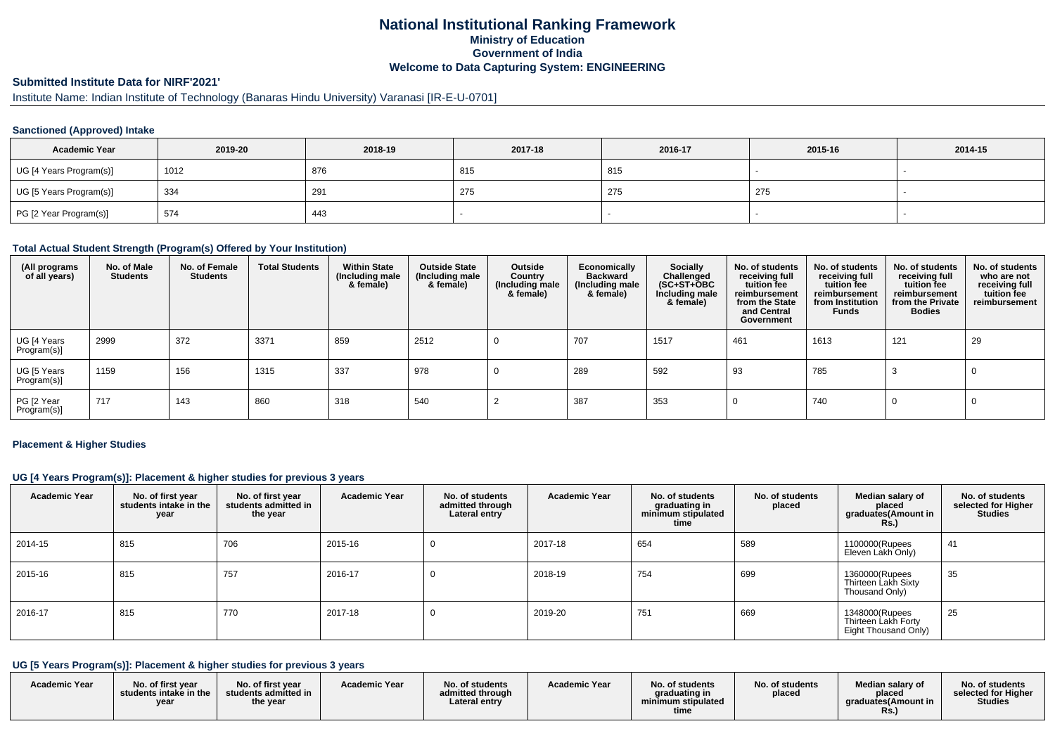# National Institutional Ranking Framework
## Ministry of Education
## Government of India
## Welcome to Data Capturing System: ENGINEERING

### Submitted Institute Data for NIRF'2021'

Institute Name: Indian Institute of Technology (Banaras Hindu University) Varanasi [IR-E-U-0701]

#### Sanctioned (Approved) Intake

| Academic Year | 2019-20 | 2018-19 | 2017-18 | 2016-17 | 2015-16 | 2014-15 |
|---|---|---|---|---|---|---|
| UG [4 Years Program(s)] | 1012 | 876 | 815 | 815 | - | - |
| UG [5 Years Program(s)] | 334 | 291 | 275 | 275 | 275 | - |
| PG [2 Year Program(s)] | 574 | 443 | - | - | - | - |

#### Total Actual Student Strength (Program(s) Offered by Your Institution)

| (All programs of all years) | No. of Male Students | No. of Female Students | Total Students | Within State (Including male & female) | Outside State (Including male & female) | Outside Country (Including male & female) | Economically Backward (Including male & female) | Socially Challenged (SC+ST+OBC Including male & female) | No. of students receiving full tuition fee reimbursement from the State and Central Government | No. of students receiving full tuition fee reimbursement from Institution Funds | No. of students receiving full tuition fee reimbursement from the Private Bodies | No. of students who are not receiving full tuition fee reimbursement |
|---|---|---|---|---|---|---|---|---|---|---|---|---|
| UG [4 Years Program(s)] | 2999 | 372 | 3371 | 859 | 2512 | 0 | 707 | 1517 | 461 | 1613 | 121 | 29 |
| UG [5 Years Program(s)] | 1159 | 156 | 1315 | 337 | 978 | 0 | 289 | 592 | 93 | 785 | 3 | 0 |
| PG [2 Year Program(s)] | 717 | 143 | 860 | 318 | 540 | 2 | 387 | 353 | 0 | 740 | 0 | 0 |

#### Placement & Higher Studies

#### UG [4 Years Program(s)]: Placement & higher studies for previous 3 years

| Academic Year | No. of first year students intake in the year | No. of first year students admitted in the year | Academic Year | No. of students admitted through Lateral entry | Academic Year | No. of students graduating in minimum stipulated time | No. of students placed | Median salary of placed graduates(Amount in Rs.) | No. of students selected for Higher Studies |
|---|---|---|---|---|---|---|---|---|---|
| 2014-15 | 815 | 706 | 2015-16 | 0 | 2017-18 | 654 | 589 | 1100000(Rupees Eleven Lakh Only) | 41 |
| 2015-16 | 815 | 757 | 2016-17 | 0 | 2018-19 | 754 | 699 | 1360000(Rupees Thirteen Lakh Sixty Thousand Only) | 35 |
| 2016-17 | 815 | 770 | 2017-18 | 0 | 2019-20 | 751 | 669 | 1348000(Rupees Thirteen Lakh Forty Eight Thousand Only) | 25 |

#### UG [5 Years Program(s)]: Placement & higher studies for previous 3 years

| Academic Year | No. of first year students intake in the year | No. of first year students admitted in the year | Academic Year | No. of students admitted through Lateral entry | Academic Year | No. of students graduating in minimum stipulated time | No. of students placed | Median salary of placed graduates(Amount in Rs.) | No. of students selected for Higher Studies |
|---|---|---|---|---|---|---|---|---|---|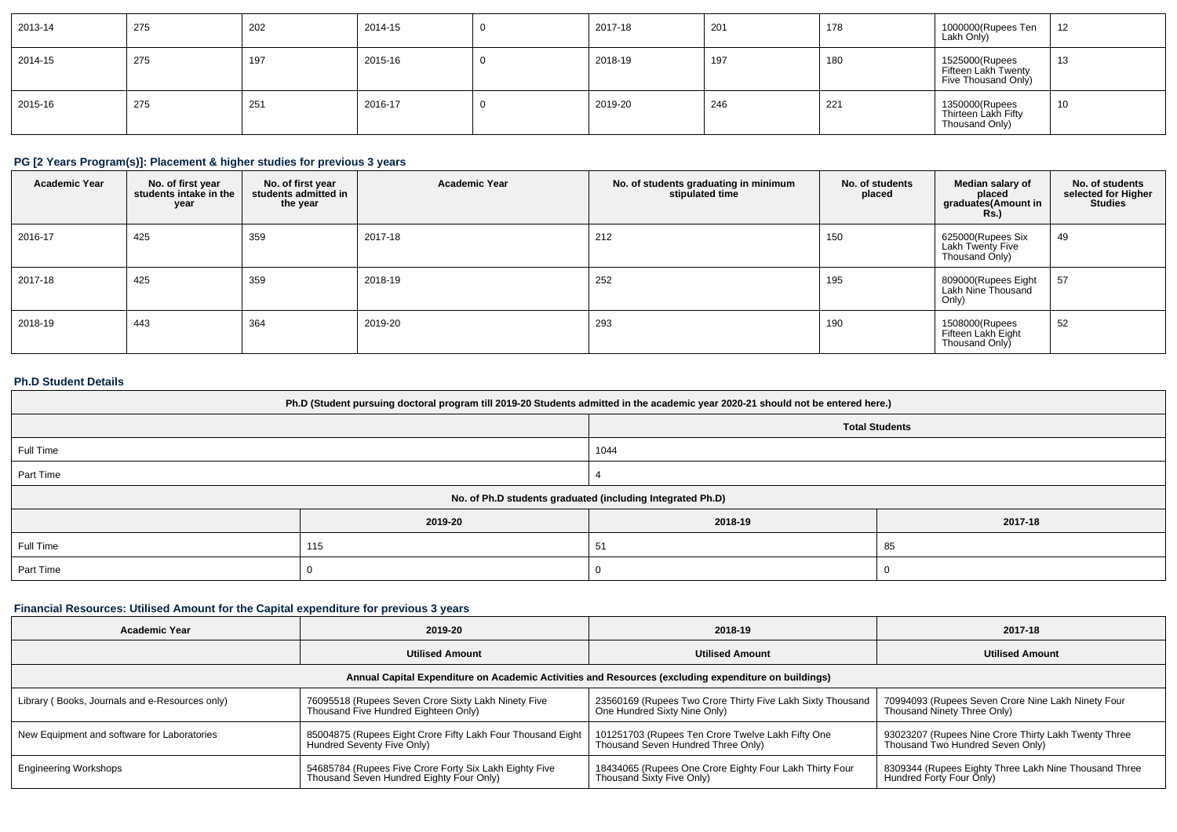| | | | | | | | | | |
|---|---|---|---|---|---|---|---|---|---|
| 2013-14 | 275 | 202 | 2014-15 | 0 | 2017-18 | 201 | 178 | 1000000(Rupees Ten Lakh Only) | 12 |
| 2014-15 | 275 | 197 | 2015-16 | 0 | 2018-19 | 197 | 180 | 1525000(Rupees Fifteen Lakh Twenty Five Thousand Only) | 13 |
| 2015-16 | 275 | 251 | 2016-17 | 0 | 2019-20 | 246 | 221 | 1350000(Rupees Thirteen Lakh Fifty Thousand Only) | 10 |

### PG [2 Years Program(s)]: Placement & higher studies for previous 3 years

| Academic Year | No. of first year students intake in the year | No. of first year students admitted in the year | Academic Year | No. of students graduating in minimum stipulated time | No. of students placed | Median salary of placed graduates(Amount in Rs.) | No. of students selected for Higher Studies |
|---|---|---|---|---|---|---|---|
| 2016-17 | 425 | 359 | 2017-18 | 212 | 150 | 625000(Rupees Six Lakh Twenty Five Thousand Only) | 49 |
| 2017-18 | 425 | 359 | 2018-19 | 252 | 195 | 809000(Rupees Eight Lakh Nine Thousand Only) | 57 |
| 2018-19 | 443 | 364 | 2019-20 | 293 | 190 | 1508000(Rupees Fifteen Lakh Eight Thousand Only) | 52 |

### Ph.D Student Details

| Ph.D (Student pursuing doctoral program till 2019-20 Students admitted in the academic year 2020-21 should not be entered here.) | | | |
|---|---|---|---|
| | | Total Students | |
| Full Time | | 1044 | |
| Part Time | | 4 | |
| No. of Ph.D students graduated (including Integrated Ph.D) | | | |
| | 2019-20 | 2018-19 | 2017-18 |
| Full Time | 115 | 51 | 85 |
| Part Time | 0 | 0 | 0 |

### Financial Resources: Utilised Amount for the Capital expenditure for previous 3 years

| Academic Year | 2019-20 | 2018-19 | 2017-18 |
|---|---|---|---|
| | Utilised Amount | Utilised Amount | Utilised Amount |
| Annual Capital Expenditure on Academic Activities and Resources (excluding expenditure on buildings) | | | |
| Library ( Books, Journals and e-Resources only) | 76095518 (Rupees Seven Crore Sixty Lakh Ninety Five Thousand Five Hundred Eighteen Only) | 23560169 (Rupees Two Crore Thirty Five Lakh Sixty Thousand One Hundred Sixty Nine Only) | 70994093 (Rupees Seven Crore Nine Lakh Ninety Four Thousand Ninety Three Only) |
| New Equipment and software for Laboratories | 85004875 (Rupees Eight Crore Fifty Lakh Four Thousand Eight Hundred Seventy Five Only) | 101251703 (Rupees Ten Crore Twelve Lakh Fifty One Thousand Seven Hundred Three Only) | 93023207 (Rupees Nine Crore Thirty Lakh Twenty Three Thousand Two Hundred Seven Only) |
| Engineering Workshops | 54685784 (Rupees Five Crore Forty Six Lakh Eighty Five Thousand Seven Hundred Eighty Four Only) | 18434065 (Rupees One Crore Eighty Four Lakh Thirty Four Thousand Sixty Five Only) | 8309344 (Rupees Eighty Three Lakh Nine Thousand Three Hundred Forty Four Only) |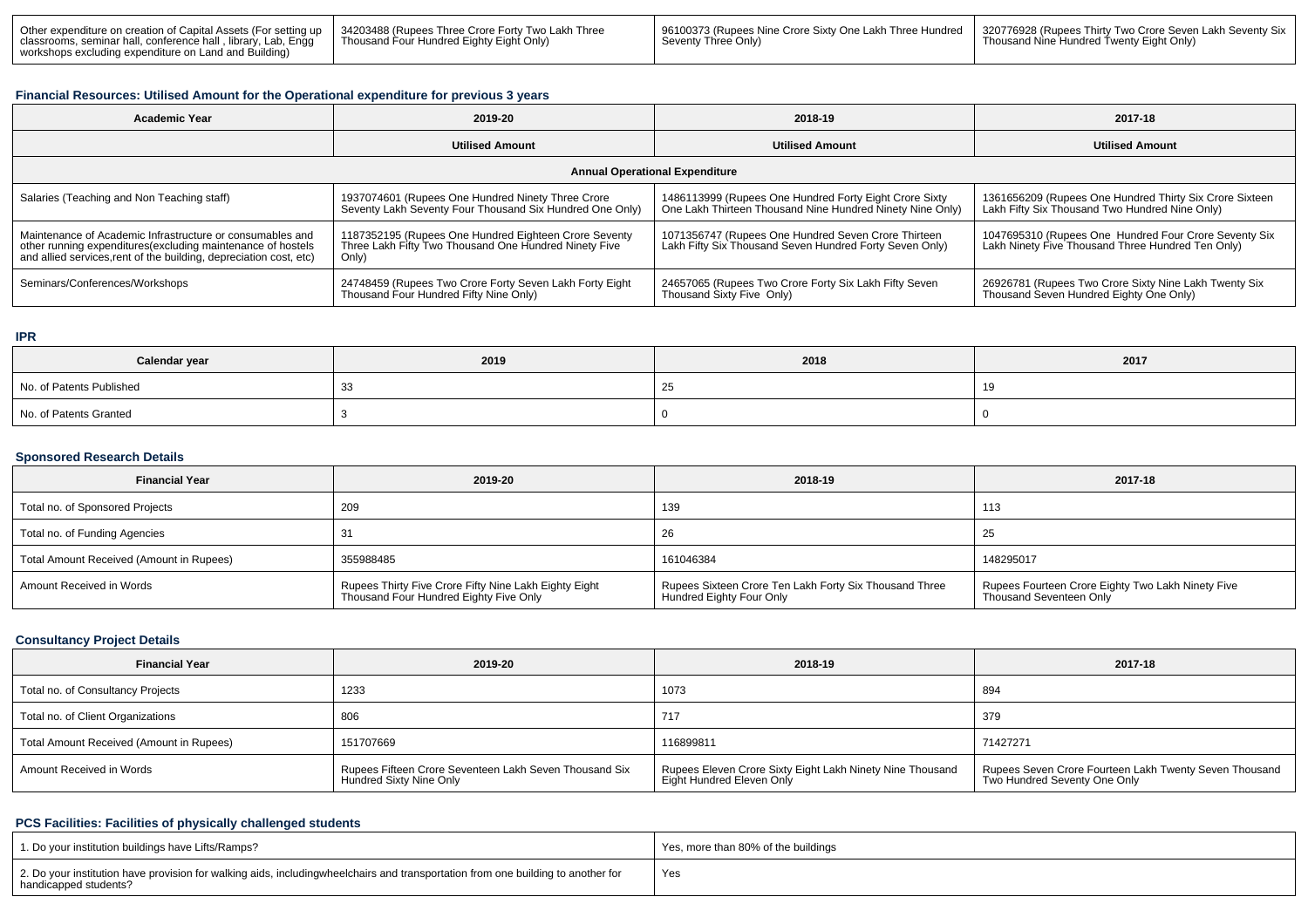| | | | |
|---|---|---|---|
| Other expenditure on creation of Capital Assets (For setting up classrooms, seminar hall, conference hall , library, Lab, Engg workshops excluding expenditure on Land and Building) | 34203488 (Rupees Three Crore Forty Two Lakh Three Thousand Four Hundred Eighty Eight Only) | 96100373 (Rupees Nine Crore Sixty One Lakh Three Hundred Seventy Three Only) | 320776928 (Rupees Thirty Two Crore Seven Lakh Seventy Six Thousand Nine Hundred Twenty Eight Only) |

### Financial Resources: Utilised Amount for the Operational expenditure for previous 3 years

| Academic Year | 2019-20 | 2018-19 | 2017-18 |
|---|---|---|---|
| | Utilised Amount | Utilised Amount | Utilised Amount |
| Annual Operational Expenditure | | | |
| Salaries (Teaching and Non Teaching staff) | 1937074601 (Rupees One Hundred Ninety Three Crore Seventy Lakh Seventy Four Thousand Six Hundred One Only) | 1486113999 (Rupees One Hundred Forty Eight Crore Sixty One Lakh Thirteen Thousand Nine Hundred Ninety Nine Only) | 1361656209 (Rupees One Hundred Thirty Six Crore Sixteen Lakh Fifty Six Thousand Two Hundred Nine Only) |
| Maintenance of Academic Infrastructure or consumables and other running expenditures(excluding maintenance of hostels and allied services,rent of the building, depreciation cost, etc) | 1187352195 (Rupees One Hundred Eighteen Crore Seventy Three Lakh Fifty Two Thousand One Hundred Ninety Five Only) | 1071356747 (Rupees One Hundred Seven Crore Thirteen Lakh Fifty Six Thousand Seven Hundred Forty Seven Only) | 1047695310 (Rupees One Hundred Four Crore Seventy Six Lakh Ninety Five Thousand Three Hundred Ten Only) |
| Seminars/Conferences/Workshops | 24748459 (Rupees Two Crore Forty Seven Lakh Forty Eight Thousand Four Hundred Fifty Nine Only) | 24657065 (Rupees Two Crore Forty Six Lakh Fifty Seven Thousand Sixty Five Only) | 26926781 (Rupees Two Crore Sixty Nine Lakh Twenty Six Thousand Seven Hundred Eighty One Only) |

### IPR

| Calendar year | 2019 | 2018 | 2017 |
|---|---|---|---|
| No. of Patents Published | 33 | 25 | 19 |
| No. of Patents Granted | 3 | 0 | 0 |

### Sponsored Research Details

| Financial Year | 2019-20 | 2018-19 | 2017-18 |
|---|---|---|---|
| Total no. of Sponsored Projects | 209 | 139 | 113 |
| Total no. of Funding Agencies | 31 | 26 | 25 |
| Total Amount Received (Amount in Rupees) | 355988485 | 161046384 | 148295017 |
| Amount Received in Words | Rupees Thirty Five Crore Fifty Nine Lakh Eighty Eight Thousand Four Hundred Eighty Five Only | Rupees Sixteen Crore Ten Lakh Forty Six Thousand Three Hundred Eighty Four Only | Rupees Fourteen Crore Eighty Two Lakh Ninety Five Thousand Seventeen Only |

### Consultancy Project Details

| Financial Year | 2019-20 | 2018-19 | 2017-18 |
|---|---|---|---|
| Total no. of Consultancy Projects | 1233 | 1073 | 894 |
| Total no. of Client Organizations | 806 | 717 | 379 |
| Total Amount Received (Amount in Rupees) | 151707669 | 116899811 | 71427271 |
| Amount Received in Words | Rupees Fifteen Crore Seventeen Lakh Seven Thousand Six Hundred Sixty Nine Only | Rupees Eleven Crore Sixty Eight Lakh Ninety Nine Thousand Eight Hundred Eleven Only | Rupees Seven Crore Fourteen Lakh Twenty Seven Thousand Two Hundred Seventy One Only |

### PCS Facilities: Facilities of physically challenged students

| | |
|---|---|
| 1. Do your institution buildings have Lifts/Ramps? | Yes, more than 80% of the buildings |
| 2. Do your institution have provision for walking aids, includingwheelchairs and transportation from one building to another for handicapped students? | Yes |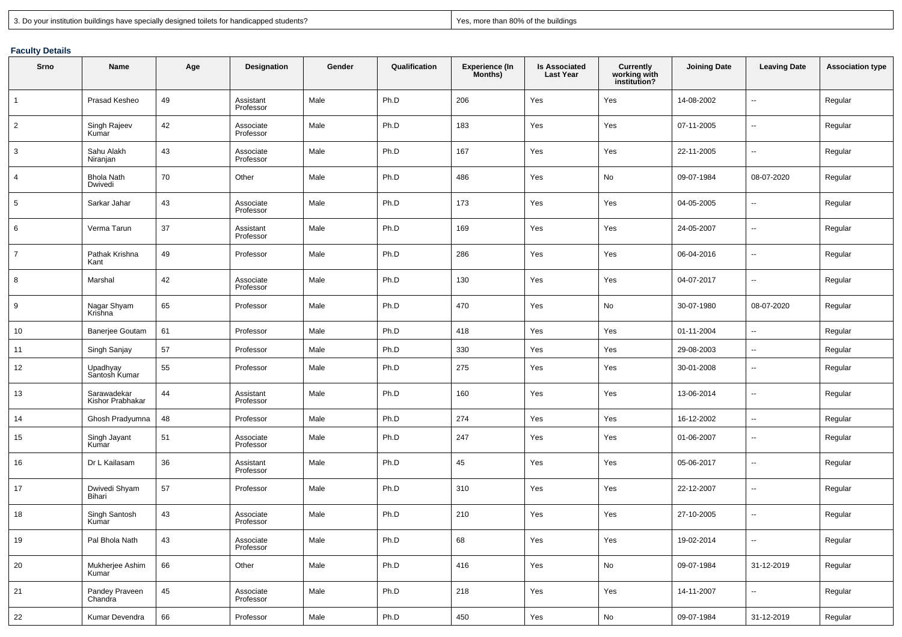| | |
|---|---|
| 3. Do your institution buildings have specially designed toilets for handicapped students? | Yes, more than 80% of the buildings |

**Faculty Details**

| Srno | Name | Age | Designation | Gender | Qualification | Experience (In Months) | Is Associated Last Year | Currently working with institution? | Joining Date | Leaving Date | Association type |
|---|---|---|---|---|---|---|---|---|---|---|---|
| 1 | Prasad Kesheo | 49 | Assistant Professor | Male | Ph.D | 206 | Yes | Yes | 14-08-2002 | -- | Regular |
| 2 | Singh Rajeev Kumar | 42 | Associate Professor | Male | Ph.D | 183 | Yes | Yes | 07-11-2005 | -- | Regular |
| 3 | Sahu Alakh Niranjan | 43 | Associate Professor | Male | Ph.D | 167 | Yes | Yes | 22-11-2005 | -- | Regular |
| 4 | Bhola Nath Dwivedi | 70 | Other | Male | Ph.D | 486 | Yes | No | 09-07-1984 | 08-07-2020 | Regular |
| 5 | Sarkar Jahar | 43 | Associate Professor | Male | Ph.D | 173 | Yes | Yes | 04-05-2005 | -- | Regular |
| 6 | Verma Tarun | 37 | Assistant Professor | Male | Ph.D | 169 | Yes | Yes | 24-05-2007 | -- | Regular |
| 7 | Pathak Krishna Kant | 49 | Professor | Male | Ph.D | 286 | Yes | Yes | 06-04-2016 | -- | Regular |
| 8 | Marshal | 42 | Associate Professor | Male | Ph.D | 130 | Yes | Yes | 04-07-2017 | -- | Regular |
| 9 | Nagar Shyam Krishna | 65 | Professor | Male | Ph.D | 470 | Yes | No | 30-07-1980 | 08-07-2020 | Regular |
| 10 | Banerjee Goutam | 61 | Professor | Male | Ph.D | 418 | Yes | Yes | 01-11-2004 | -- | Regular |
| 11 | Singh Sanjay | 57 | Professor | Male | Ph.D | 330 | Yes | Yes | 29-08-2003 | -- | Regular |
| 12 | Upadhyay Santosh Kumar | 55 | Professor | Male | Ph.D | 275 | Yes | Yes | 30-01-2008 | -- | Regular |
| 13 | Sarawadekar Kishor Prabhakar | 44 | Assistant Professor | Male | Ph.D | 160 | Yes | Yes | 13-06-2014 | -- | Regular |
| 14 | Ghosh Pradyumna | 48 | Professor | Male | Ph.D | 274 | Yes | Yes | 16-12-2002 | -- | Regular |
| 15 | Singh Jayant Kumar | 51 | Associate Professor | Male | Ph.D | 247 | Yes | Yes | 01-06-2007 | -- | Regular |
| 16 | Dr L Kailasam | 36 | Assistant Professor | Male | Ph.D | 45 | Yes | Yes | 05-06-2017 | -- | Regular |
| 17 | Dwivedi Shyam Bihari | 57 | Professor | Male | Ph.D | 310 | Yes | Yes | 22-12-2007 | -- | Regular |
| 18 | Singh Santosh Kumar | 43 | Associate Professor | Male | Ph.D | 210 | Yes | Yes | 27-10-2005 | -- | Regular |
| 19 | Pal Bhola Nath | 43 | Associate Professor | Male | Ph.D | 68 | Yes | Yes | 19-02-2014 | -- | Regular |
| 20 | Mukherjee Ashim Kumar | 66 | Other | Male | Ph.D | 416 | Yes | No | 09-07-1984 | 31-12-2019 | Regular |
| 21 | Pandey Praveen Chandra | 45 | Associate Professor | Male | Ph.D | 218 | Yes | Yes | 14-11-2007 | -- | Regular |
| 22 | Kumar Devendra | 66 | Professor | Male | Ph.D | 450 | Yes | No | 09-07-1984 | 31-12-2019 | Regular |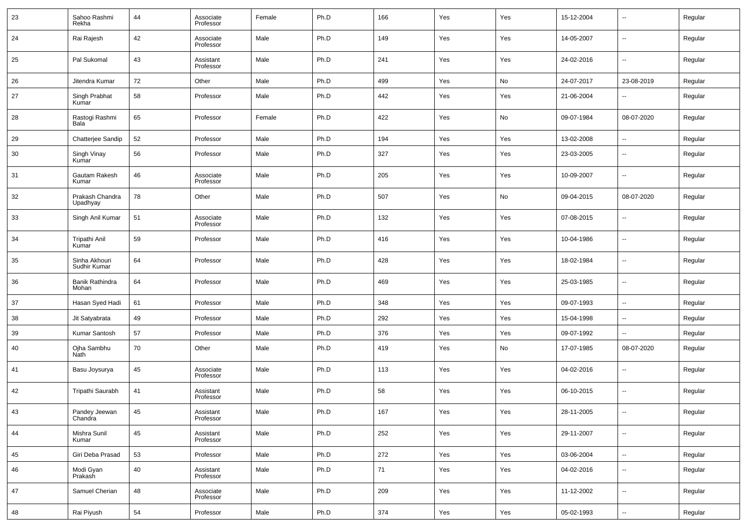| | | | | | | | | | | | |
|---|---|---|---|---|---|---|---|---|---|---|---|
| 23 | Sahoo Rashmi Rekha | 44 | Associate Professor | Female | Ph.D | 166 | Yes | Yes | 15-12-2004 | -- | Regular |
| 24 | Rai Rajesh | 42 | Associate Professor | Male | Ph.D | 149 | Yes | Yes | 14-05-2007 | -- | Regular |
| 25 | Pal Sukomal | 43 | Assistant Professor | Male | Ph.D | 241 | Yes | Yes | 24-02-2016 | -- | Regular |
| 26 | Jitendra Kumar | 72 | Other | Male | Ph.D | 499 | Yes | No | 24-07-2017 | 23-08-2019 | Regular |
| 27 | Singh Prabhat Kumar | 58 | Professor | Male | Ph.D | 442 | Yes | Yes | 21-06-2004 | -- | Regular |
| 28 | Rastogi Rashmi Bala | 65 | Professor | Female | Ph.D | 422 | Yes | No | 09-07-1984 | 08-07-2020 | Regular |
| 29 | Chatterjee Sandip | 52 | Professor | Male | Ph.D | 194 | Yes | Yes | 13-02-2008 | -- | Regular |
| 30 | Singh Vinay Kumar | 56 | Professor | Male | Ph.D | 327 | Yes | Yes | 23-03-2005 | -- | Regular |
| 31 | Gautam Rakesh Kumar | 46 | Associate Professor | Male | Ph.D | 205 | Yes | Yes | 10-09-2007 | -- | Regular |
| 32 | Prakash Chandra Upadhyay | 78 | Other | Male | Ph.D | 507 | Yes | No | 09-04-2015 | 08-07-2020 | Regular |
| 33 | Singh Anil Kumar | 51 | Associate Professor | Male | Ph.D | 132 | Yes | Yes | 07-08-2015 | -- | Regular |
| 34 | Tripathi Anil Kumar | 59 | Professor | Male | Ph.D | 416 | Yes | Yes | 10-04-1986 | -- | Regular |
| 35 | Sinha Akhouri Sudhir Kumar | 64 | Professor | Male | Ph.D | 428 | Yes | Yes | 18-02-1984 | -- | Regular |
| 36 | Banik Rathindra Mohan | 64 | Professor | Male | Ph.D | 469 | Yes | Yes | 25-03-1985 | -- | Regular |
| 37 | Hasan Syed Hadi | 61 | Professor | Male | Ph.D | 348 | Yes | Yes | 09-07-1993 | -- | Regular |
| 38 | Jit Satyabrata | 49 | Professor | Male | Ph.D | 292 | Yes | Yes | 15-04-1998 | -- | Regular |
| 39 | Kumar Santosh | 57 | Professor | Male | Ph.D | 376 | Yes | Yes | 09-07-1992 | -- | Regular |
| 40 | Ojha Sambhu Nath | 70 | Other | Male | Ph.D | 419 | Yes | No | 17-07-1985 | 08-07-2020 | Regular |
| 41 | Basu Joysurya | 45 | Associate Professor | Male | Ph.D | 113 | Yes | Yes | 04-02-2016 | -- | Regular |
| 42 | Tripathi Saurabh | 41 | Assistant Professor | Male | Ph.D | 58 | Yes | Yes | 06-10-2015 | -- | Regular |
| 43 | Pandey Jeewan Chandra | 45 | Assistant Professor | Male | Ph.D | 167 | Yes | Yes | 28-11-2005 | -- | Regular |
| 44 | Mishra Sunil Kumar | 45 | Assistant Professor | Male | Ph.D | 252 | Yes | Yes | 29-11-2007 | -- | Regular |
| 45 | Giri Deba Prasad | 53 | Professor | Male | Ph.D | 272 | Yes | Yes | 03-06-2004 | -- | Regular |
| 46 | Modi Gyan Prakash | 40 | Assistant Professor | Male | Ph.D | 71 | Yes | Yes | 04-02-2016 | -- | Regular |
| 47 | Samuel Cherian | 48 | Associate Professor | Male | Ph.D | 209 | Yes | Yes | 11-12-2002 | -- | Regular |
| 48 | Rai Piyush | 54 | Professor | Male | Ph.D | 374 | Yes | Yes | 05-02-1993 | -- | Regular |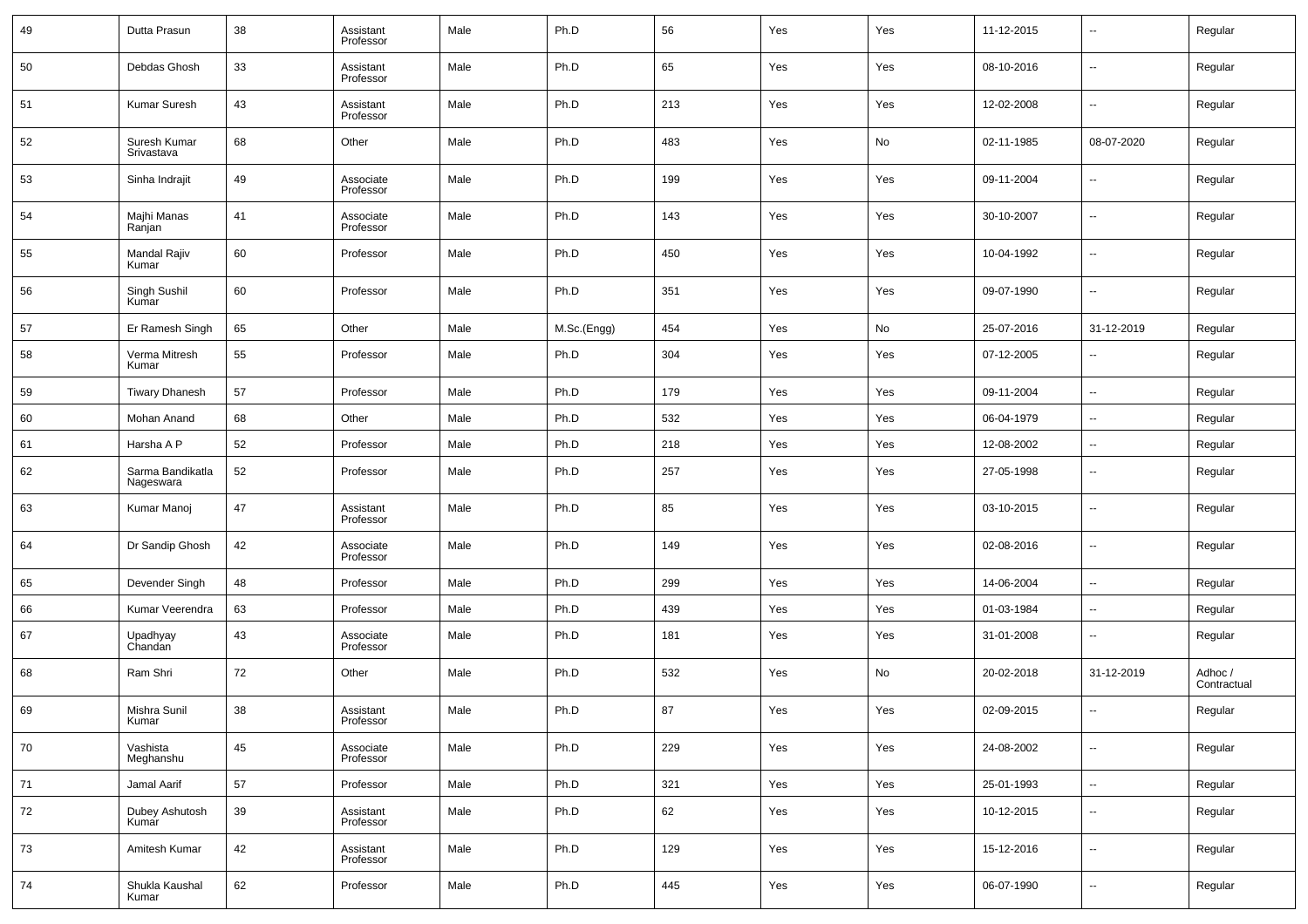| | | | | | | | | | | | |
|---|---|---|---|---|---|---|---|---|---|---|---|
| 49 | Dutta Prasun | 38 | Assistant Professor | Male | Ph.D | 56 | Yes | Yes | 11-12-2015 | -- | Regular |
| 50 | Debdas Ghosh | 33 | Assistant Professor | Male | Ph.D | 65 | Yes | Yes | 08-10-2016 | -- | Regular |
| 51 | Kumar Suresh | 43 | Assistant Professor | Male | Ph.D | 213 | Yes | Yes | 12-02-2008 | -- | Regular |
| 52 | Suresh Kumar Srivastava | 68 | Other | Male | Ph.D | 483 | Yes | No | 02-11-1985 | 08-07-2020 | Regular |
| 53 | Sinha Indrajit | 49 | Associate Professor | Male | Ph.D | 199 | Yes | Yes | 09-11-2004 | -- | Regular |
| 54 | Majhi Manas Ranjan | 41 | Associate Professor | Male | Ph.D | 143 | Yes | Yes | 30-10-2007 | -- | Regular |
| 55 | Mandal Rajiv Kumar | 60 | Professor | Male | Ph.D | 450 | Yes | Yes | 10-04-1992 | -- | Regular |
| 56 | Singh Sushil Kumar | 60 | Professor | Male | Ph.D | 351 | Yes | Yes | 09-07-1990 | -- | Regular |
| 57 | Er Ramesh Singh | 65 | Other | Male | M.Sc.(Engg) | 454 | Yes | No | 25-07-2016 | 31-12-2019 | Regular |
| 58 | Verma Mitresh Kumar | 55 | Professor | Male | Ph.D | 304 | Yes | Yes | 07-12-2005 | -- | Regular |
| 59 | Tiwary Dhanesh | 57 | Professor | Male | Ph.D | 179 | Yes | Yes | 09-11-2004 | -- | Regular |
| 60 | Mohan Anand | 68 | Other | Male | Ph.D | 532 | Yes | Yes | 06-04-1979 | -- | Regular |
| 61 | Harsha A P | 52 | Professor | Male | Ph.D | 218 | Yes | Yes | 12-08-2002 | -- | Regular |
| 62 | Sarma Bandikatla Nageswara | 52 | Professor | Male | Ph.D | 257 | Yes | Yes | 27-05-1998 | -- | Regular |
| 63 | Kumar Manoj | 47 | Assistant Professor | Male | Ph.D | 85 | Yes | Yes | 03-10-2015 | -- | Regular |
| 64 | Dr Sandip Ghosh | 42 | Associate Professor | Male | Ph.D | 149 | Yes | Yes | 02-08-2016 | -- | Regular |
| 65 | Devender Singh | 48 | Professor | Male | Ph.D | 299 | Yes | Yes | 14-06-2004 | -- | Regular |
| 66 | Kumar Veerendra | 63 | Professor | Male | Ph.D | 439 | Yes | Yes | 01-03-1984 | -- | Regular |
| 67 | Upadhyay Chandan | 43 | Associate Professor | Male | Ph.D | 181 | Yes | Yes | 31-01-2008 | -- | Regular |
| 68 | Ram Shri | 72 | Other | Male | Ph.D | 532 | Yes | No | 20-02-2018 | 31-12-2019 | Adhoc / Contractual |
| 69 | Mishra Sunil Kumar | 38 | Assistant Professor | Male | Ph.D | 87 | Yes | Yes | 02-09-2015 | -- | Regular |
| 70 | Vashista Meghanshu | 45 | Associate Professor | Male | Ph.D | 229 | Yes | Yes | 24-08-2002 | -- | Regular |
| 71 | Jamal Aarif | 57 | Professor | Male | Ph.D | 321 | Yes | Yes | 25-01-1993 | -- | Regular |
| 72 | Dubey Ashutosh Kumar | 39 | Assistant Professor | Male | Ph.D | 62 | Yes | Yes | 10-12-2015 | -- | Regular |
| 73 | Amitesh Kumar | 42 | Assistant Professor | Male | Ph.D | 129 | Yes | Yes | 15-12-2016 | -- | Regular |
| 74 | Shukla Kaushal Kumar | 62 | Professor | Male | Ph.D | 445 | Yes | Yes | 06-07-1990 | -- | Regular |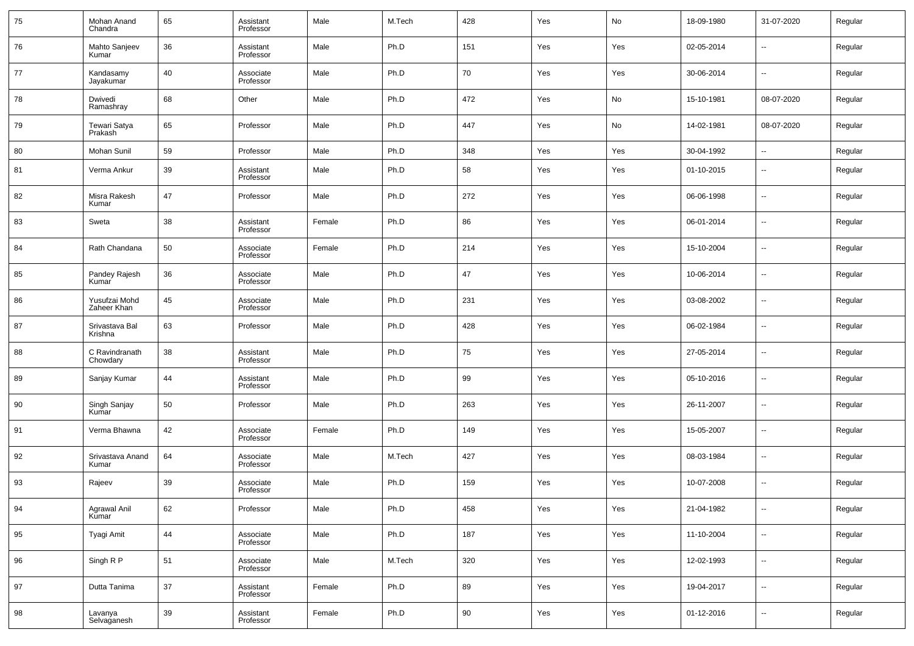| | | | | | | | | | | | |
|---|---|---|---|---|---|---|---|---|---|---|---|
| 75 | Mohan Anand Chandra | 65 | Assistant Professor | Male | M.Tech | 428 | Yes | No | 18-09-1980 | 31-07-2020 | Regular |
| 76 | Mahto Sanjeev Kumar | 36 | Assistant Professor | Male | Ph.D | 151 | Yes | Yes | 02-05-2014 | -- | Regular |
| 77 | Kandasamy Jayakumar | 40 | Associate Professor | Male | Ph.D | 70 | Yes | Yes | 30-06-2014 | -- | Regular |
| 78 | Dwivedi Ramashray | 68 | Other | Male | Ph.D | 472 | Yes | No | 15-10-1981 | 08-07-2020 | Regular |
| 79 | Tewari Satya Prakash | 65 | Professor | Male | Ph.D | 447 | Yes | No | 14-02-1981 | 08-07-2020 | Regular |
| 80 | Mohan Sunil | 59 | Professor | Male | Ph.D | 348 | Yes | Yes | 30-04-1992 | -- | Regular |
| 81 | Verma Ankur | 39 | Assistant Professor | Male | Ph.D | 58 | Yes | Yes | 01-10-2015 | -- | Regular |
| 82 | Misra Rakesh Kumar | 47 | Professor | Male | Ph.D | 272 | Yes | Yes | 06-06-1998 | -- | Regular |
| 83 | Sweta | 38 | Assistant Professor | Female | Ph.D | 86 | Yes | Yes | 06-01-2014 | -- | Regular |
| 84 | Rath Chandana | 50 | Associate Professor | Female | Ph.D | 214 | Yes | Yes | 15-10-2004 | -- | Regular |
| 85 | Pandey Rajesh Kumar | 36 | Associate Professor | Male | Ph.D | 47 | Yes | Yes | 10-06-2014 | -- | Regular |
| 86 | Yusufzai Mohd Zaheer Khan | 45 | Associate Professor | Male | Ph.D | 231 | Yes | Yes | 03-08-2002 | -- | Regular |
| 87 | Srivastava Bal Krishna | 63 | Professor | Male | Ph.D | 428 | Yes | Yes | 06-02-1984 | -- | Regular |
| 88 | C Ravindranath Chowdary | 38 | Assistant Professor | Male | Ph.D | 75 | Yes | Yes | 27-05-2014 | -- | Regular |
| 89 | Sanjay Kumar | 44 | Assistant Professor | Male | Ph.D | 99 | Yes | Yes | 05-10-2016 | -- | Regular |
| 90 | Singh Sanjay Kumar | 50 | Professor | Male | Ph.D | 263 | Yes | Yes | 26-11-2007 | -- | Regular |
| 91 | Verma Bhawna | 42 | Associate Professor | Female | Ph.D | 149 | Yes | Yes | 15-05-2007 | -- | Regular |
| 92 | Srivastava Anand Kumar | 64 | Associate Professor | Male | M.Tech | 427 | Yes | Yes | 08-03-1984 | -- | Regular |
| 93 | Rajeev | 39 | Associate Professor | Male | Ph.D | 159 | Yes | Yes | 10-07-2008 | -- | Regular |
| 94 | Agrawal Anil Kumar | 62 | Professor | Male | Ph.D | 458 | Yes | Yes | 21-04-1982 | -- | Regular |
| 95 | Tyagi Amit | 44 | Associate Professor | Male | Ph.D | 187 | Yes | Yes | 11-10-2004 | -- | Regular |
| 96 | Singh R P | 51 | Associate Professor | Male | M.Tech | 320 | Yes | Yes | 12-02-1993 | -- | Regular |
| 97 | Dutta Tanima | 37 | Assistant Professor | Female | Ph.D | 89 | Yes | Yes | 19-04-2017 | -- | Regular |
| 98 | Lavanya Selvaganesh | 39 | Assistant Professor | Female | Ph.D | 90 | Yes | Yes | 01-12-2016 | -- | Regular |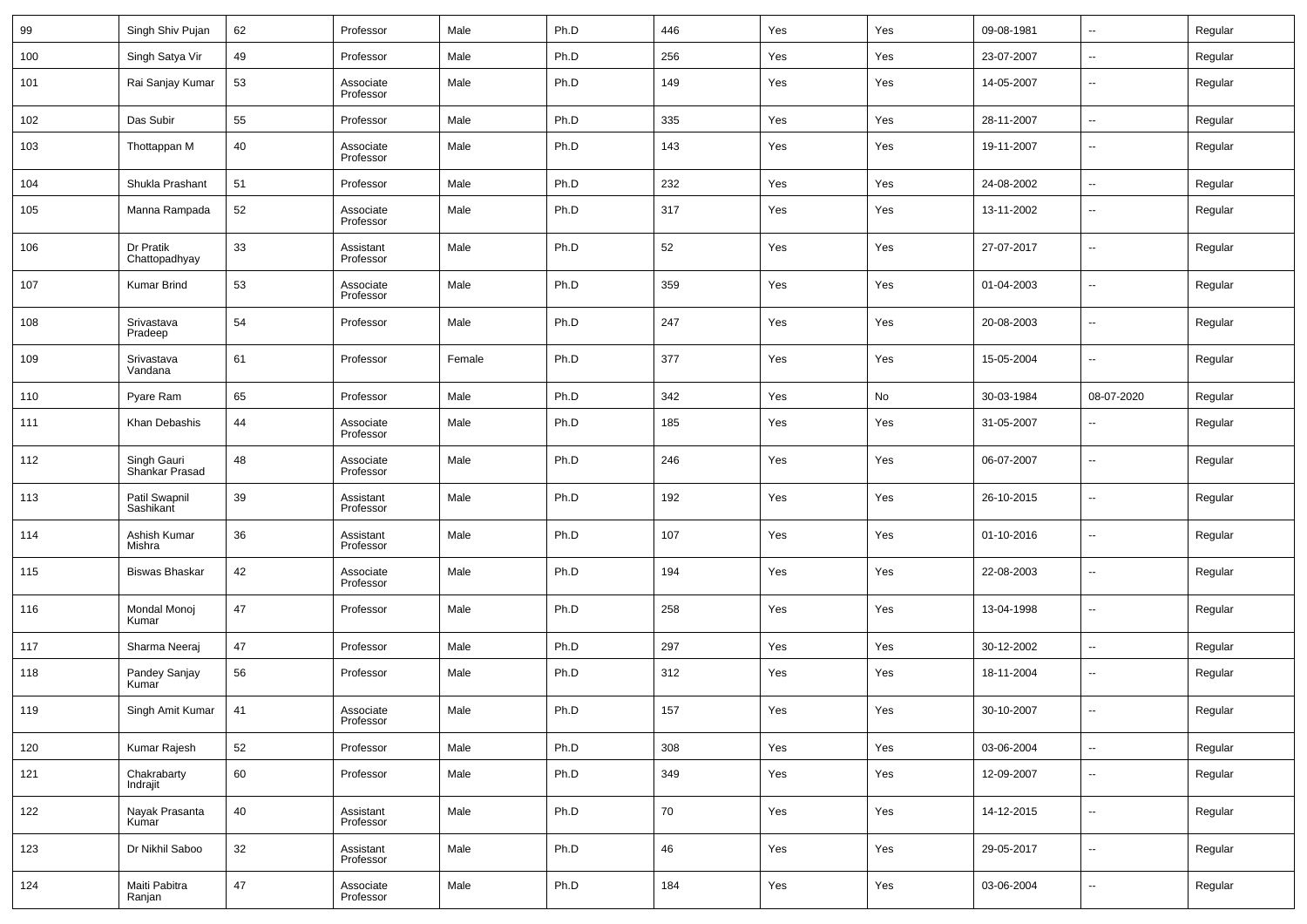| | | | | | | | | | | | |
|---|---|---|---|---|---|---|---|---|---|---|---|
| 99 | Singh Shiv Pujan | 62 | Professor | Male | Ph.D | 446 | Yes | Yes | 09-08-1981 | -- | Regular |
| 100 | Singh Satya Vir | 49 | Professor | Male | Ph.D | 256 | Yes | Yes | 23-07-2007 | -- | Regular |
| 101 | Rai Sanjay Kumar | 53 | Associate Professor | Male | Ph.D | 149 | Yes | Yes | 14-05-2007 | -- | Regular |
| 102 | Das Subir | 55 | Professor | Male | Ph.D | 335 | Yes | Yes | 28-11-2007 | -- | Regular |
| 103 | Thottappan M | 40 | Associate Professor | Male | Ph.D | 143 | Yes | Yes | 19-11-2007 | -- | Regular |
| 104 | Shukla Prashant | 51 | Professor | Male | Ph.D | 232 | Yes | Yes | 24-08-2002 | -- | Regular |
| 105 | Manna Rampada | 52 | Associate Professor | Male | Ph.D | 317 | Yes | Yes | 13-11-2002 | -- | Regular |
| 106 | Dr Pratik Chattopadhyay | 33 | Assistant Professor | Male | Ph.D | 52 | Yes | Yes | 27-07-2017 | -- | Regular |
| 107 | Kumar Brind | 53 | Associate Professor | Male | Ph.D | 359 | Yes | Yes | 01-04-2003 | -- | Regular |
| 108 | Srivastava Pradeep | 54 | Professor | Male | Ph.D | 247 | Yes | Yes | 20-08-2003 | -- | Regular |
| 109 | Srivastava Vandana | 61 | Professor | Female | Ph.D | 377 | Yes | Yes | 15-05-2004 | -- | Regular |
| 110 | Pyare Ram | 65 | Professor | Male | Ph.D | 342 | Yes | No | 30-03-1984 | 08-07-2020 | Regular |
| 111 | Khan Debashis | 44 | Associate Professor | Male | Ph.D | 185 | Yes | Yes | 31-05-2007 | -- | Regular |
| 112 | Singh Gauri Shankar Prasad | 48 | Associate Professor | Male | Ph.D | 246 | Yes | Yes | 06-07-2007 | -- | Regular |
| 113 | Patil Swapnil Sashikant | 39 | Assistant Professor | Male | Ph.D | 192 | Yes | Yes | 26-10-2015 | -- | Regular |
| 114 | Ashish Kumar Mishra | 36 | Assistant Professor | Male | Ph.D | 107 | Yes | Yes | 01-10-2016 | -- | Regular |
| 115 | Biswas Bhaskar | 42 | Associate Professor | Male | Ph.D | 194 | Yes | Yes | 22-08-2003 | -- | Regular |
| 116 | Mondal Monoj Kumar | 47 | Professor | Male | Ph.D | 258 | Yes | Yes | 13-04-1998 | -- | Regular |
| 117 | Sharma Neeraj | 47 | Professor | Male | Ph.D | 297 | Yes | Yes | 30-12-2002 | -- | Regular |
| 118 | Pandey Sanjay Kumar | 56 | Professor | Male | Ph.D | 312 | Yes | Yes | 18-11-2004 | -- | Regular |
| 119 | Singh Amit Kumar | 41 | Associate Professor | Male | Ph.D | 157 | Yes | Yes | 30-10-2007 | -- | Regular |
| 120 | Kumar Rajesh | 52 | Professor | Male | Ph.D | 308 | Yes | Yes | 03-06-2004 | -- | Regular |
| 121 | Chakrabarty Indrajit | 60 | Professor | Male | Ph.D | 349 | Yes | Yes | 12-09-2007 | -- | Regular |
| 122 | Nayak Prasanta Kumar | 40 | Assistant Professor | Male | Ph.D | 70 | Yes | Yes | 14-12-2015 | -- | Regular |
| 123 | Dr Nikhil Saboo | 32 | Assistant Professor | Male | Ph.D | 46 | Yes | Yes | 29-05-2017 | -- | Regular |
| 124 | Maiti Pabitra Ranjan | 47 | Associate Professor | Male | Ph.D | 184 | Yes | Yes | 03-06-2004 | -- | Regular |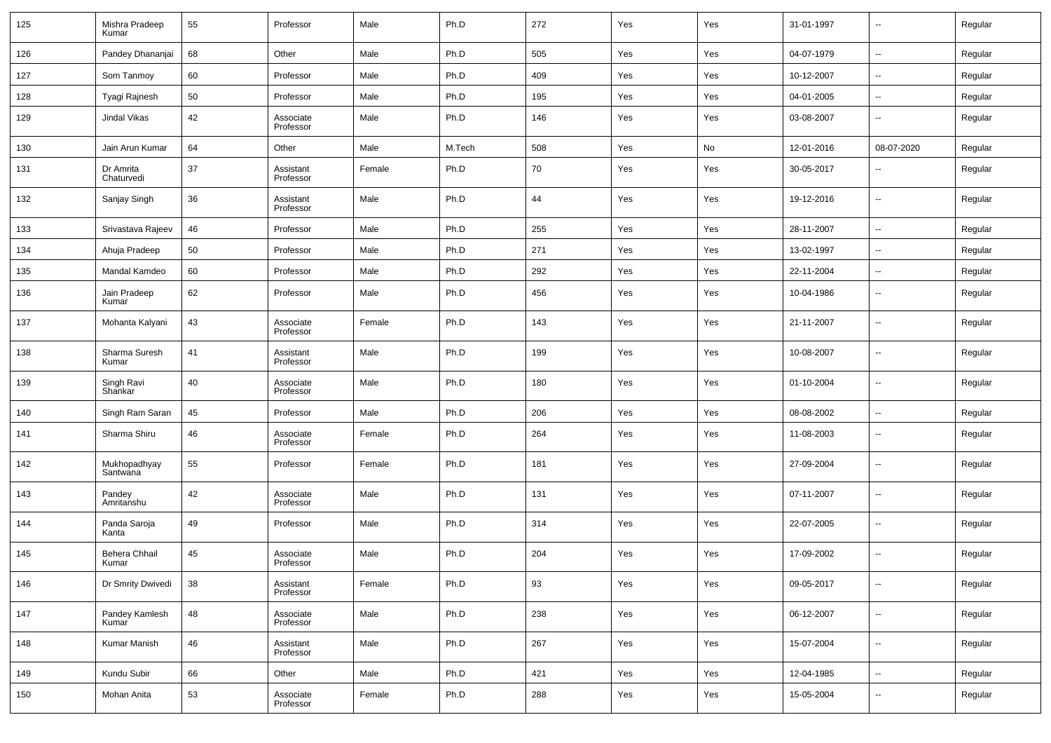| | | | | | | | | | | | |
|---|---|---|---|---|---|---|---|---|---|---|---|
| 125 | Mishra Pradeep Kumar | 55 | Professor | Male | Ph.D | 272 | Yes | Yes | 31-01-1997 | -- | Regular |
| 126 | Pandey Dhananjai | 68 | Other | Male | Ph.D | 505 | Yes | Yes | 04-07-1979 | -- | Regular |
| 127 | Som Tanmoy | 60 | Professor | Male | Ph.D | 409 | Yes | Yes | 10-12-2007 | -- | Regular |
| 128 | Tyagi Rajnesh | 50 | Professor | Male | Ph.D | 195 | Yes | Yes | 04-01-2005 | -- | Regular |
| 129 | Jindal Vikas | 42 | Associate Professor | Male | Ph.D | 146 | Yes | Yes | 03-08-2007 | -- | Regular |
| 130 | Jain Arun Kumar | 64 | Other | Male | M.Tech | 508 | Yes | No | 12-01-2016 | 08-07-2020 | Regular |
| 131 | Dr Amrita Chaturvedi | 37 | Assistant Professor | Female | Ph.D | 70 | Yes | Yes | 30-05-2017 | -- | Regular |
| 132 | Sanjay Singh | 36 | Assistant Professor | Male | Ph.D | 44 | Yes | Yes | 19-12-2016 | -- | Regular |
| 133 | Srivastava Rajeev | 46 | Professor | Male | Ph.D | 255 | Yes | Yes | 28-11-2007 | -- | Regular |
| 134 | Ahuja Pradeep | 50 | Professor | Male | Ph.D | 271 | Yes | Yes | 13-02-1997 | -- | Regular |
| 135 | Mandal Kamdeo | 60 | Professor | Male | Ph.D | 292 | Yes | Yes | 22-11-2004 | -- | Regular |
| 136 | Jain Pradeep Kumar | 62 | Professor | Male | Ph.D | 456 | Yes | Yes | 10-04-1986 | -- | Regular |
| 137 | Mohanta Kalyani | 43 | Associate Professor | Female | Ph.D | 143 | Yes | Yes | 21-11-2007 | -- | Regular |
| 138 | Sharma Suresh Kumar | 41 | Assistant Professor | Male | Ph.D | 199 | Yes | Yes | 10-08-2007 | -- | Regular |
| 139 | Singh Ravi Shankar | 40 | Associate Professor | Male | Ph.D | 180 | Yes | Yes | 01-10-2004 | -- | Regular |
| 140 | Singh Ram Saran | 45 | Professor | Male | Ph.D | 206 | Yes | Yes | 08-08-2002 | -- | Regular |
| 141 | Sharma Shiru | 46 | Associate Professor | Female | Ph.D | 264 | Yes | Yes | 11-08-2003 | -- | Regular |
| 142 | Mukhopadhyay Santwana | 55 | Professor | Female | Ph.D | 181 | Yes | Yes | 27-09-2004 | -- | Regular |
| 143 | Pandey Amritanshu | 42 | Associate Professor | Male | Ph.D | 131 | Yes | Yes | 07-11-2007 | -- | Regular |
| 144 | Panda Saroja Kanta | 49 | Professor | Male | Ph.D | 314 | Yes | Yes | 22-07-2005 | -- | Regular |
| 145 | Behera Chhail Kumar | 45 | Associate Professor | Male | Ph.D | 204 | Yes | Yes | 17-09-2002 | -- | Regular |
| 146 | Dr Smrity Dwivedi | 38 | Assistant Professor | Female | Ph.D | 93 | Yes | Yes | 09-05-2017 | -- | Regular |
| 147 | Pandey Kamlesh Kumar | 48 | Associate Professor | Male | Ph.D | 238 | Yes | Yes | 06-12-2007 | -- | Regular |
| 148 | Kumar Manish | 46 | Assistant Professor | Male | Ph.D | 267 | Yes | Yes | 15-07-2004 | -- | Regular |
| 149 | Kundu Subir | 66 | Other | Male | Ph.D | 421 | Yes | Yes | 12-04-1985 | -- | Regular |
| 150 | Mohan Anita | 53 | Associate Professor | Female | Ph.D | 288 | Yes | Yes | 15-05-2004 | -- | Regular |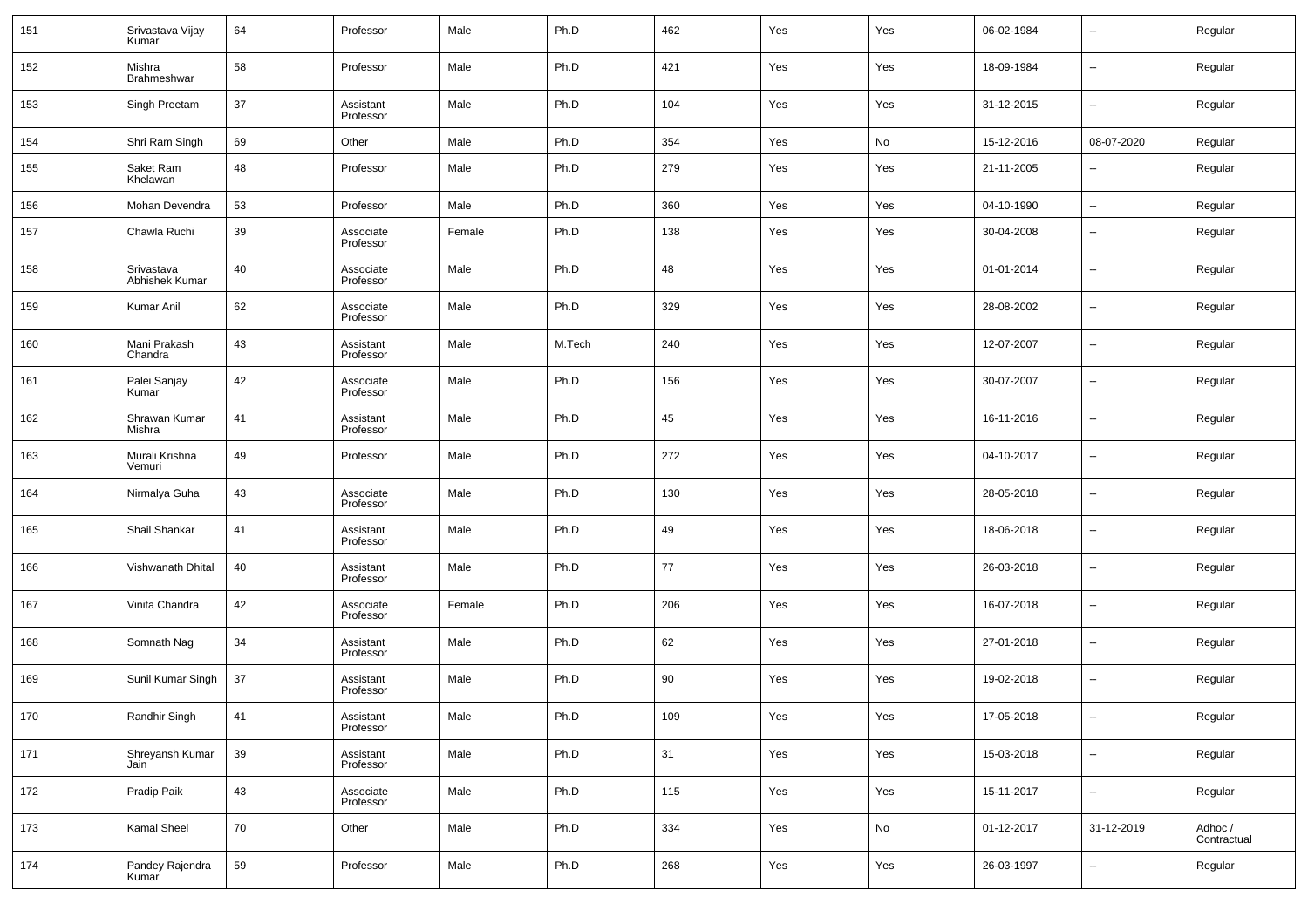| | | | | | | | | | | | |
|---|---|---|---|---|---|---|---|---|---|---|---|
| 151 | Srivastava Vijay Kumar | 64 | Professor | Male | Ph.D | 462 | Yes | Yes | 06-02-1984 | -- | Regular |
| 152 | Mishra Brahmeshwar | 58 | Professor | Male | Ph.D | 421 | Yes | Yes | 18-09-1984 | -- | Regular |
| 153 | Singh Preetam | 37 | Assistant Professor | Male | Ph.D | 104 | Yes | Yes | 31-12-2015 | -- | Regular |
| 154 | Shri Ram Singh | 69 | Other | Male | Ph.D | 354 | Yes | No | 15-12-2016 | 08-07-2020 | Regular |
| 155 | Saket Ram Khelawan | 48 | Professor | Male | Ph.D | 279 | Yes | Yes | 21-11-2005 | -- | Regular |
| 156 | Mohan Devendra | 53 | Professor | Male | Ph.D | 360 | Yes | Yes | 04-10-1990 | -- | Regular |
| 157 | Chawla Ruchi | 39 | Associate Professor | Female | Ph.D | 138 | Yes | Yes | 30-04-2008 | -- | Regular |
| 158 | Srivastava Abhishek Kumar | 40 | Associate Professor | Male | Ph.D | 48 | Yes | Yes | 01-01-2014 | -- | Regular |
| 159 | Kumar Anil | 62 | Associate Professor | Male | Ph.D | 329 | Yes | Yes | 28-08-2002 | -- | Regular |
| 160 | Mani Prakash Chandra | 43 | Assistant Professor | Male | M.Tech | 240 | Yes | Yes | 12-07-2007 | -- | Regular |
| 161 | Palei Sanjay Kumar | 42 | Associate Professor | Male | Ph.D | 156 | Yes | Yes | 30-07-2007 | -- | Regular |
| 162 | Shrawan Kumar Mishra | 41 | Assistant Professor | Male | Ph.D | 45 | Yes | Yes | 16-11-2016 | -- | Regular |
| 163 | Murali Krishna Vemuri | 49 | Professor | Male | Ph.D | 272 | Yes | Yes | 04-10-2017 | -- | Regular |
| 164 | Nirmalya Guha | 43 | Associate Professor | Male | Ph.D | 130 | Yes | Yes | 28-05-2018 | -- | Regular |
| 165 | Shail Shankar | 41 | Assistant Professor | Male | Ph.D | 49 | Yes | Yes | 18-06-2018 | -- | Regular |
| 166 | Vishwanath Dhital | 40 | Assistant Professor | Male | Ph.D | 77 | Yes | Yes | 26-03-2018 | -- | Regular |
| 167 | Vinita Chandra | 42 | Associate Professor | Female | Ph.D | 206 | Yes | Yes | 16-07-2018 | -- | Regular |
| 168 | Somnath Nag | 34 | Assistant Professor | Male | Ph.D | 62 | Yes | Yes | 27-01-2018 | -- | Regular |
| 169 | Sunil Kumar Singh | 37 | Assistant Professor | Male | Ph.D | 90 | Yes | Yes | 19-02-2018 | -- | Regular |
| 170 | Randhir Singh | 41 | Assistant Professor | Male | Ph.D | 109 | Yes | Yes | 17-05-2018 | -- | Regular |
| 171 | Shreyansh Kumar Jain | 39 | Assistant Professor | Male | Ph.D | 31 | Yes | Yes | 15-03-2018 | -- | Regular |
| 172 | Pradip Paik | 43 | Associate Professor | Male | Ph.D | 115 | Yes | Yes | 15-11-2017 | -- | Regular |
| 173 | Kamal Sheel | 70 | Other | Male | Ph.D | 334 | Yes | No | 01-12-2017 | 31-12-2019 | Adhoc / Contractual |
| 174 | Pandey Rajendra Kumar | 59 | Professor | Male | Ph.D | 268 | Yes | Yes | 26-03-1997 | -- | Regular |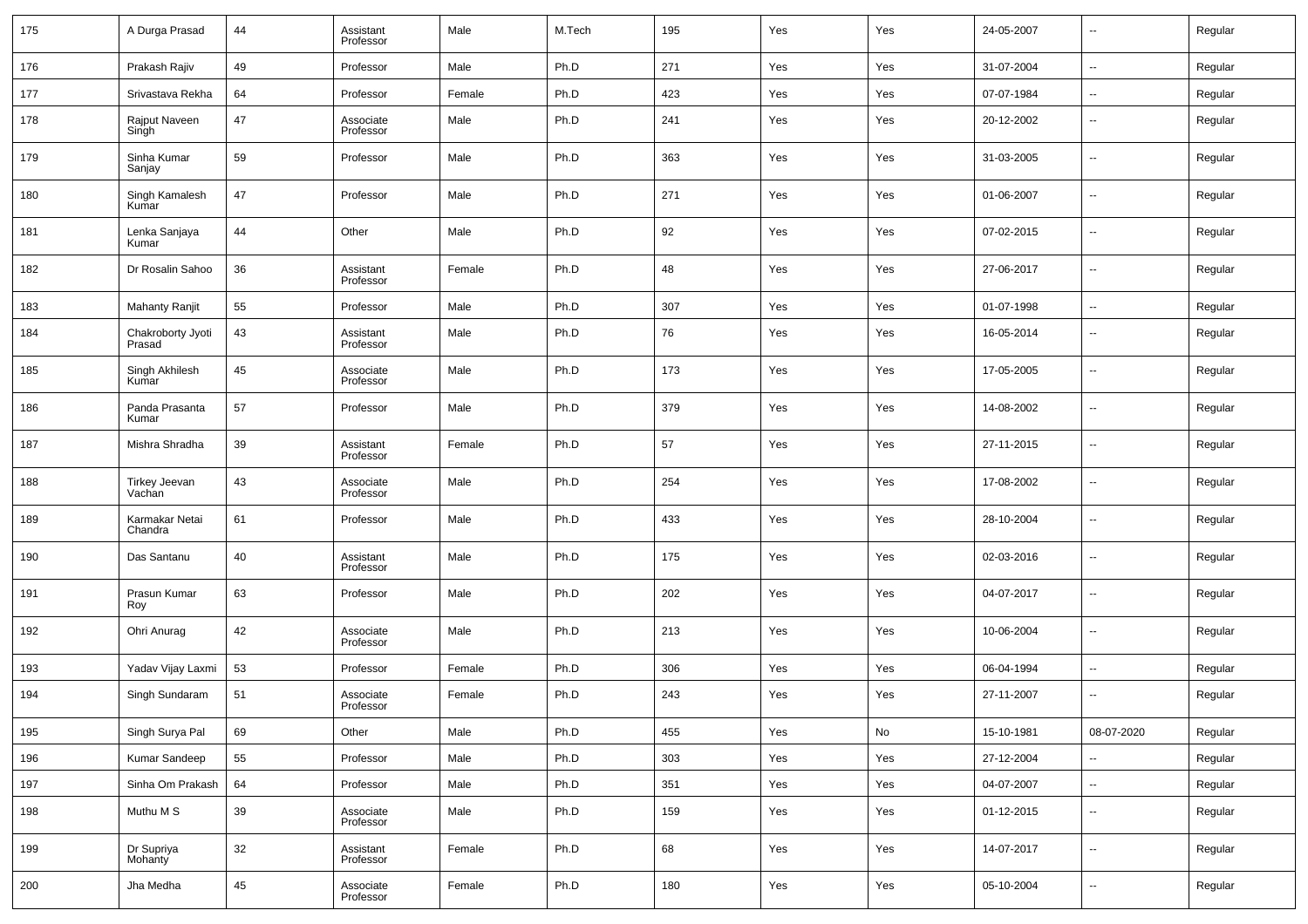| | | | | | | | | | | | |
|---|---|---|---|---|---|---|---|---|---|---|---|
| 175 | A Durga Prasad | 44 | Assistant Professor | Male | M.Tech | 195 | Yes | Yes | 24-05-2007 | -- | Regular |
| 176 | Prakash Rajiv | 49 | Professor | Male | Ph.D | 271 | Yes | Yes | 31-07-2004 | -- | Regular |
| 177 | Srivastava Rekha | 64 | Professor | Female | Ph.D | 423 | Yes | Yes | 07-07-1984 | -- | Regular |
| 178 | Rajput Naveen Singh | 47 | Associate Professor | Male | Ph.D | 241 | Yes | Yes | 20-12-2002 | -- | Regular |
| 179 | Sinha Kumar Sanjay | 59 | Professor | Male | Ph.D | 363 | Yes | Yes | 31-03-2005 | -- | Regular |
| 180 | Singh Kamalesh Kumar | 47 | Professor | Male | Ph.D | 271 | Yes | Yes | 01-06-2007 | -- | Regular |
| 181 | Lenka Sanjaya Kumar | 44 | Other | Male | Ph.D | 92 | Yes | Yes | 07-02-2015 | -- | Regular |
| 182 | Dr Rosalin Sahoo | 36 | Assistant Professor | Female | Ph.D | 48 | Yes | Yes | 27-06-2017 | -- | Regular |
| 183 | Mahanty Ranjit | 55 | Professor | Male | Ph.D | 307 | Yes | Yes | 01-07-1998 | -- | Regular |
| 184 | Chakroborty Jyoti Prasad | 43 | Assistant Professor | Male | Ph.D | 76 | Yes | Yes | 16-05-2014 | -- | Regular |
| 185 | Singh Akhilesh Kumar | 45 | Associate Professor | Male | Ph.D | 173 | Yes | Yes | 17-05-2005 | -- | Regular |
| 186 | Panda Prasanta Kumar | 57 | Professor | Male | Ph.D | 379 | Yes | Yes | 14-08-2002 | -- | Regular |
| 187 | Mishra Shradha | 39 | Assistant Professor | Female | Ph.D | 57 | Yes | Yes | 27-11-2015 | -- | Regular |
| 188 | Tirkey Jeevan Vachan | 43 | Associate Professor | Male | Ph.D | 254 | Yes | Yes | 17-08-2002 | -- | Regular |
| 189 | Karmakar Netai Chandra | 61 | Professor | Male | Ph.D | 433 | Yes | Yes | 28-10-2004 | -- | Regular |
| 190 | Das Santanu | 40 | Assistant Professor | Male | Ph.D | 175 | Yes | Yes | 02-03-2016 | -- | Regular |
| 191 | Prasun Kumar Roy | 63 | Professor | Male | Ph.D | 202 | Yes | Yes | 04-07-2017 | -- | Regular |
| 192 | Ohri Anurag | 42 | Associate Professor | Male | Ph.D | 213 | Yes | Yes | 10-06-2004 | -- | Regular |
| 193 | Yadav Vijay Laxmi | 53 | Professor | Female | Ph.D | 306 | Yes | Yes | 06-04-1994 | -- | Regular |
| 194 | Singh Sundaram | 51 | Associate Professor | Female | Ph.D | 243 | Yes | Yes | 27-11-2007 | -- | Regular |
| 195 | Singh Surya Pal | 69 | Other | Male | Ph.D | 455 | Yes | No | 15-10-1981 | 08-07-2020 | Regular |
| 196 | Kumar Sandeep | 55 | Professor | Male | Ph.D | 303 | Yes | Yes | 27-12-2004 | -- | Regular |
| 197 | Sinha Om Prakash | 64 | Professor | Male | Ph.D | 351 | Yes | Yes | 04-07-2007 | -- | Regular |
| 198 | Muthu M S | 39 | Associate Professor | Male | Ph.D | 159 | Yes | Yes | 01-12-2015 | -- | Regular |
| 199 | Dr Supriya Mohanty | 32 | Assistant Professor | Female | Ph.D | 68 | Yes | Yes | 14-07-2017 | -- | Regular |
| 200 | Jha Medha | 45 | Associate Professor | Female | Ph.D | 180 | Yes | Yes | 05-10-2004 | -- | Regular |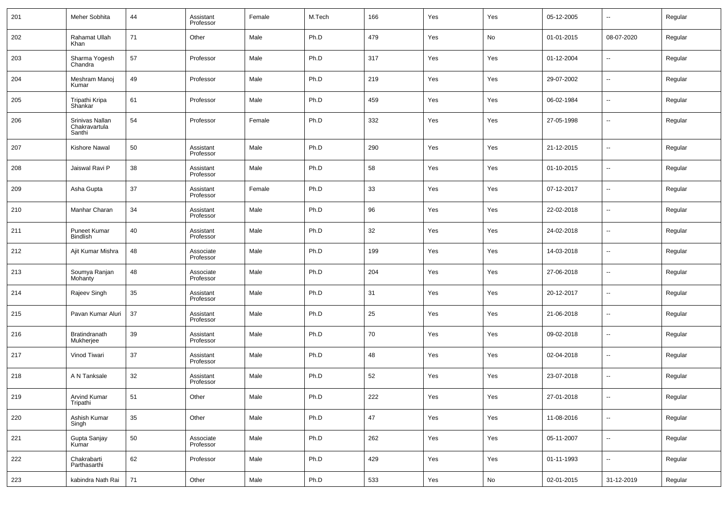| | | | | | | | | | | | |
|---|---|---|---|---|---|---|---|---|---|---|---|
| 201 | Meher Sobhita | 44 | Assistant Professor | Female | M.Tech | 166 | Yes | Yes | 05-12-2005 | -- | Regular |
| 202 | Rahamat Ullah Khan | 71 | Other | Male | Ph.D | 479 | Yes | No | 01-01-2015 | 08-07-2020 | Regular |
| 203 | Sharma Yogesh Chandra | 57 | Professor | Male | Ph.D | 317 | Yes | Yes | 01-12-2004 | -- | Regular |
| 204 | Meshram Manoj Kumar | 49 | Professor | Male | Ph.D | 219 | Yes | Yes | 29-07-2002 | -- | Regular |
| 205 | Tripathi Kripa Shankar | 61 | Professor | Male | Ph.D | 459 | Yes | Yes | 06-02-1984 | -- | Regular |
| 206 | Srinivas Nallan Chakravartula Santhi | 54 | Professor | Female | Ph.D | 332 | Yes | Yes | 27-05-1998 | -- | Regular |
| 207 | Kishore Nawal | 50 | Assistant Professor | Male | Ph.D | 290 | Yes | Yes | 21-12-2015 | -- | Regular |
| 208 | Jaiswal Ravi P | 38 | Assistant Professor | Male | Ph.D | 58 | Yes | Yes | 01-10-2015 | -- | Regular |
| 209 | Asha Gupta | 37 | Assistant Professor | Female | Ph.D | 33 | Yes | Yes | 07-12-2017 | -- | Regular |
| 210 | Manhar Charan | 34 | Assistant Professor | Male | Ph.D | 96 | Yes | Yes | 22-02-2018 | -- | Regular |
| 211 | Puneet Kumar Bindlish | 40 | Assistant Professor | Male | Ph.D | 32 | Yes | Yes | 24-02-2018 | -- | Regular |
| 212 | Ajit Kumar Mishra | 48 | Associate Professor | Male | Ph.D | 199 | Yes | Yes | 14-03-2018 | -- | Regular |
| 213 | Soumya Ranjan Mohanty | 48 | Associate Professor | Male | Ph.D | 204 | Yes | Yes | 27-06-2018 | -- | Regular |
| 214 | Rajeev Singh | 35 | Assistant Professor | Male | Ph.D | 31 | Yes | Yes | 20-12-2017 | -- | Regular |
| 215 | Pavan Kumar Aluri | 37 | Assistant Professor | Male | Ph.D | 25 | Yes | Yes | 21-06-2018 | -- | Regular |
| 216 | Bratindranath Mukherjee | 39 | Assistant Professor | Male | Ph.D | 70 | Yes | Yes | 09-02-2018 | -- | Regular |
| 217 | Vinod Tiwari | 37 | Assistant Professor | Male | Ph.D | 48 | Yes | Yes | 02-04-2018 | -- | Regular |
| 218 | A N Tanksale | 32 | Assistant Professor | Male | Ph.D | 52 | Yes | Yes | 23-07-2018 | -- | Regular |
| 219 | Arvind Kumar Tripathi | 51 | Other | Male | Ph.D | 222 | Yes | Yes | 27-01-2018 | -- | Regular |
| 220 | Ashish Kumar Singh | 35 | Other | Male | Ph.D | 47 | Yes | Yes | 11-08-2016 | -- | Regular |
| 221 | Gupta Sanjay Kumar | 50 | Associate Professor | Male | Ph.D | 262 | Yes | Yes | 05-11-2007 | -- | Regular |
| 222 | Chakrabarti Parthasarthi | 62 | Professor | Male | Ph.D | 429 | Yes | Yes | 01-11-1993 | -- | Regular |
| 223 | kabindra Nath Rai | 71 | Other | Male | Ph.D | 533 | Yes | No | 02-01-2015 | 31-12-2019 | Regular |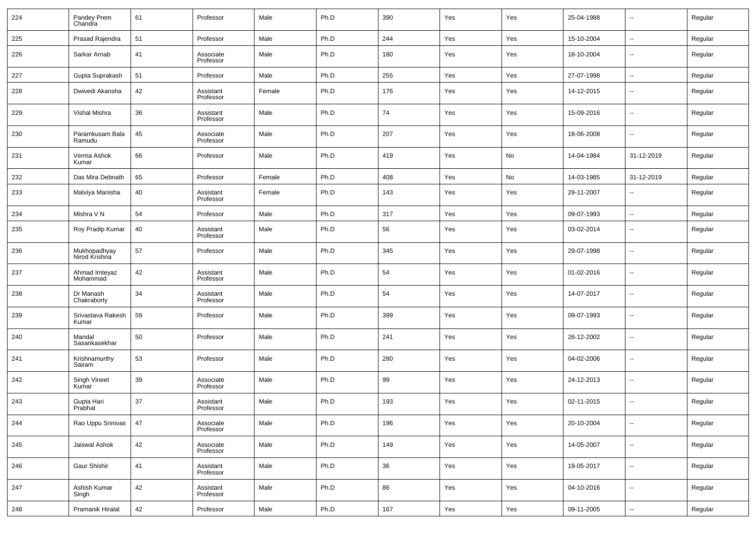| | | | | | | | | | | | |
|---|---|---|---|---|---|---|---|---|---|---|---|
| 224 | Pandey Prem Chandra | 61 | Professor | Male | Ph.D | 390 | Yes | Yes | 25-04-1988 | -- | Regular |
| 225 | Prasad Rajendra | 51 | Professor | Male | Ph.D | 244 | Yes | Yes | 15-10-2004 | -- | Regular |
| 226 | Sarkar Arnab | 41 | Associate Professor | Male | Ph.D | 180 | Yes | Yes | 18-10-2004 | -- | Regular |
| 227 | Gupta Suprakash | 51 | Professor | Male | Ph.D | 255 | Yes | Yes | 27-07-1998 | -- | Regular |
| 228 | Dwivedi Akansha | 42 | Assistant Professor | Female | Ph.D | 176 | Yes | Yes | 14-12-2015 | -- | Regular |
| 229 | Vishal Mishra | 36 | Assistant Professor | Male | Ph.D | 74 | Yes | Yes | 15-09-2016 | -- | Regular |
| 230 | Paramkusam Bala Ramudu | 45 | Associate Professor | Male | Ph.D | 207 | Yes | Yes | 18-06-2008 | -- | Regular |
| 231 | Verma Ashok Kumar | 66 | Professor | Male | Ph.D | 419 | Yes | No | 14-04-1984 | 31-12-2019 | Regular |
| 232 | Das Mira Debnath | 65 | Professor | Female | Ph.D | 408 | Yes | No | 14-03-1985 | 31-12-2019 | Regular |
| 233 | Malviya Manisha | 40 | Assistant Professor | Female | Ph.D | 143 | Yes | Yes | 29-11-2007 | -- | Regular |
| 234 | Mishra V N | 54 | Professor | Male | Ph.D | 317 | Yes | Yes | 09-07-1993 | -- | Regular |
| 235 | Roy Pradip Kumar | 40 | Assistant Professor | Male | Ph.D | 56 | Yes | Yes | 03-02-2014 | -- | Regular |
| 236 | Mukhopadhyay Nirod Krishna | 57 | Professor | Male | Ph.D | 345 | Yes | Yes | 29-07-1998 | -- | Regular |
| 237 | Ahmad Imteyaz Mohammad | 42 | Assistant Professor | Male | Ph.D | 54 | Yes | Yes | 01-02-2016 | -- | Regular |
| 238 | Dr Manash Chakraborty | 34 | Assistant Professor | Male | Ph.D | 54 | Yes | Yes | 14-07-2017 | -- | Regular |
| 239 | Srivastava Rakesh Kumar | 59 | Professor | Male | Ph.D | 399 | Yes | Yes | 09-07-1993 | -- | Regular |
| 240 | Mandal Sasankasekhar | 50 | Professor | Male | Ph.D | 241 | Yes | Yes | 26-12-2002 | -- | Regular |
| 241 | Krishnamurthy Sairam | 53 | Professor | Male | Ph.D | 280 | Yes | Yes | 04-02-2006 | -- | Regular |
| 242 | Singh Vineet Kumar | 39 | Associate Professor | Male | Ph.D | 99 | Yes | Yes | 24-12-2013 | -- | Regular |
| 243 | Gupta Hari Prabhat | 37 | Assistant Professor | Male | Ph.D | 193 | Yes | Yes | 02-11-2015 | -- | Regular |
| 244 | Rao Uppu Srinivas | 47 | Associate Professor | Male | Ph.D | 196 | Yes | Yes | 20-10-2004 | -- | Regular |
| 245 | Jaiswal Ashok | 42 | Associate Professor | Male | Ph.D | 149 | Yes | Yes | 14-05-2007 | -- | Regular |
| 246 | Gaur Shishir | 41 | Assistant Professor | Male | Ph.D | 36 | Yes | Yes | 19-05-2017 | -- | Regular |
| 247 | Ashish Kumar Singh | 42 | Assistant Professor | Male | Ph.D | 86 | Yes | Yes | 04-10-2016 | -- | Regular |
| 248 | Pramanik Hiralal | 42 | Professor | Male | Ph.D | 167 | Yes | Yes | 09-11-2005 | -- | Regular |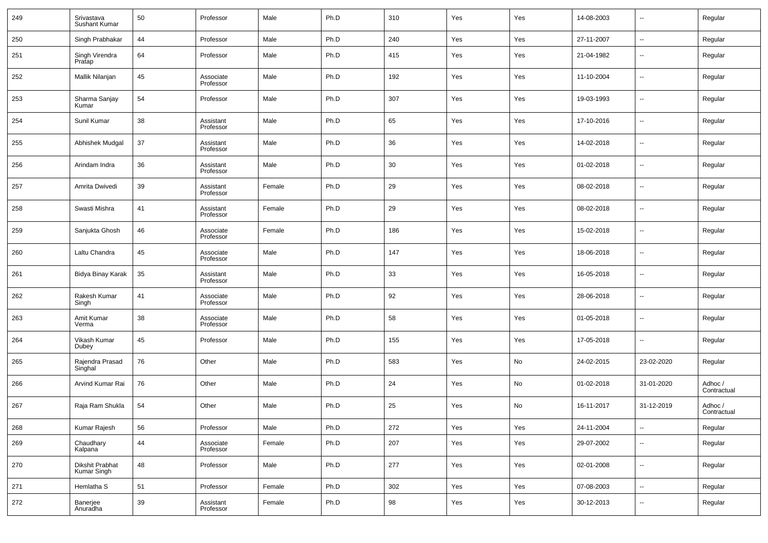| | | | | | | | | | | | |
|---|---|---|---|---|---|---|---|---|---|---|---|
| 249 | Srivastava Sushant Kumar | 50 | Professor | Male | Ph.D | 310 | Yes | Yes | 14-08-2003 | -- | Regular |
| 250 | Singh Prabhakar | 44 | Professor | Male | Ph.D | 240 | Yes | Yes | 27-11-2007 | -- | Regular |
| 251 | Singh Virendra Pratap | 64 | Professor | Male | Ph.D | 415 | Yes | Yes | 21-04-1982 | -- | Regular |
| 252 | Mallik Nilanjan | 45 | Associate Professor | Male | Ph.D | 192 | Yes | Yes | 11-10-2004 | -- | Regular |
| 253 | Sharma Sanjay Kumar | 54 | Professor | Male | Ph.D | 307 | Yes | Yes | 19-03-1993 | -- | Regular |
| 254 | Sunil Kumar | 38 | Assistant Professor | Male | Ph.D | 65 | Yes | Yes | 17-10-2016 | -- | Regular |
| 255 | Abhishek Mudgal | 37 | Assistant Professor | Male | Ph.D | 36 | Yes | Yes | 14-02-2018 | -- | Regular |
| 256 | Arindam Indra | 36 | Assistant Professor | Male | Ph.D | 30 | Yes | Yes | 01-02-2018 | -- | Regular |
| 257 | Amrita Dwivedi | 39 | Assistant Professor | Female | Ph.D | 29 | Yes | Yes | 08-02-2018 | -- | Regular |
| 258 | Swasti Mishra | 41 | Assistant Professor | Female | Ph.D | 29 | Yes | Yes | 08-02-2018 | -- | Regular |
| 259 | Sanjukta Ghosh | 46 | Associate Professor | Female | Ph.D | 186 | Yes | Yes | 15-02-2018 | -- | Regular |
| 260 | Laltu Chandra | 45 | Associate Professor | Male | Ph.D | 147 | Yes | Yes | 18-06-2018 | -- | Regular |
| 261 | Bidya Binay Karak | 35 | Assistant Professor | Male | Ph.D | 33 | Yes | Yes | 16-05-2018 | -- | Regular |
| 262 | Rakesh Kumar Singh | 41 | Associate Professor | Male | Ph.D | 92 | Yes | Yes | 28-06-2018 | -- | Regular |
| 263 | Amit Kumar Verma | 38 | Associate Professor | Male | Ph.D | 58 | Yes | Yes | 01-05-2018 | -- | Regular |
| 264 | Vikash Kumar Dubey | 45 | Professor | Male | Ph.D | 155 | Yes | Yes | 17-05-2018 | -- | Regular |
| 265 | Rajendra Prasad Singhal | 76 | Other | Male | Ph.D | 583 | Yes | No | 24-02-2015 | 23-02-2020 | Regular |
| 266 | Arvind Kumar Rai | 76 | Other | Male | Ph.D | 24 | Yes | No | 01-02-2018 | 31-01-2020 | Adhoc / Contractual |
| 267 | Raja Ram Shukla | 54 | Other | Male | Ph.D | 25 | Yes | No | 16-11-2017 | 31-12-2019 | Adhoc / Contractual |
| 268 | Kumar Rajesh | 56 | Professor | Male | Ph.D | 272 | Yes | Yes | 24-11-2004 | -- | Regular |
| 269 | Chaudhary Kalpana | 44 | Associate Professor | Female | Ph.D | 207 | Yes | Yes | 29-07-2002 | -- | Regular |
| 270 | Dikshit Prabhat Kumar Singh | 48 | Professor | Male | Ph.D | 277 | Yes | Yes | 02-01-2008 | -- | Regular |
| 271 | Hemlatha S | 51 | Professor | Female | Ph.D | 302 | Yes | Yes | 07-08-2003 | -- | Regular |
| 272 | Banerjee Anuradha | 39 | Assistant Professor | Female | Ph.D | 98 | Yes | Yes | 30-12-2013 | -- | Regular |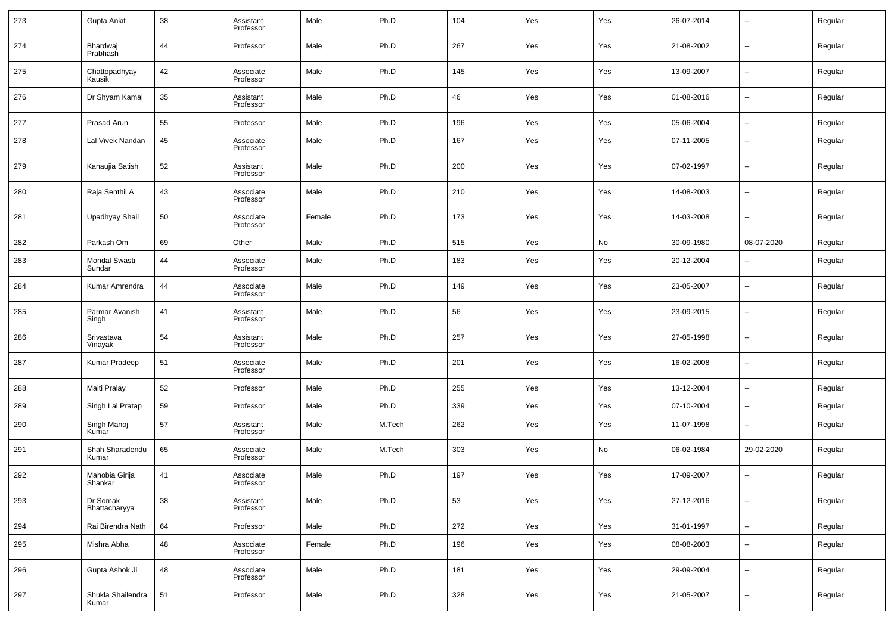| | | | | | | | | | | | |
|---|---|---|---|---|---|---|---|---|---|---|---|
| 273 | Gupta Ankit | 38 | Assistant Professor | Male | Ph.D | 104 | Yes | Yes | 26-07-2014 | -- | Regular |
| 274 | Bhardwaj Prabhash | 44 | Professor | Male | Ph.D | 267 | Yes | Yes | 21-08-2002 | -- | Regular |
| 275 | Chattopadhyay Kausik | 42 | Associate Professor | Male | Ph.D | 145 | Yes | Yes | 13-09-2007 | -- | Regular |
| 276 | Dr Shyam Kamal | 35 | Assistant Professor | Male | Ph.D | 46 | Yes | Yes | 01-08-2016 | -- | Regular |
| 277 | Prasad Arun | 55 | Professor | Male | Ph.D | 196 | Yes | Yes | 05-06-2004 | -- | Regular |
| 278 | Lal Vivek Nandan | 45 | Associate Professor | Male | Ph.D | 167 | Yes | Yes | 07-11-2005 | -- | Regular |
| 279 | Kanaujia Satish | 52 | Assistant Professor | Male | Ph.D | 200 | Yes | Yes | 07-02-1997 | -- | Regular |
| 280 | Raja Senthil A | 43 | Associate Professor | Male | Ph.D | 210 | Yes | Yes | 14-08-2003 | -- | Regular |
| 281 | Upadhyay Shail | 50 | Associate Professor | Female | Ph.D | 173 | Yes | Yes | 14-03-2008 | -- | Regular |
| 282 | Parkash Om | 69 | Other | Male | Ph.D | 515 | Yes | No | 30-09-1980 | 08-07-2020 | Regular |
| 283 | Mondal Swasti Sundar | 44 | Associate Professor | Male | Ph.D | 183 | Yes | Yes | 20-12-2004 | -- | Regular |
| 284 | Kumar Amrendra | 44 | Associate Professor | Male | Ph.D | 149 | Yes | Yes | 23-05-2007 | -- | Regular |
| 285 | Parmar Avanish Singh | 41 | Assistant Professor | Male | Ph.D | 56 | Yes | Yes | 23-09-2015 | -- | Regular |
| 286 | Srivastava Vinayak | 54 | Assistant Professor | Male | Ph.D | 257 | Yes | Yes | 27-05-1998 | -- | Regular |
| 287 | Kumar Pradeep | 51 | Associate Professor | Male | Ph.D | 201 | Yes | Yes | 16-02-2008 | -- | Regular |
| 288 | Maiti Pralay | 52 | Professor | Male | Ph.D | 255 | Yes | Yes | 13-12-2004 | -- | Regular |
| 289 | Singh Lal Pratap | 59 | Professor | Male | Ph.D | 339 | Yes | Yes | 07-10-2004 | -- | Regular |
| 290 | Singh Manoj Kumar | 57 | Assistant Professor | Male | M.Tech | 262 | Yes | Yes | 11-07-1998 | -- | Regular |
| 291 | Shah Sharadendu Kumar | 65 | Associate Professor | Male | M.Tech | 303 | Yes | No | 06-02-1984 | 29-02-2020 | Regular |
| 292 | Mahobia Girija Shankar | 41 | Associate Professor | Male | Ph.D | 197 | Yes | Yes | 17-09-2007 | -- | Regular |
| 293 | Dr Somak Bhattacharyya | 38 | Assistant Professor | Male | Ph.D | 53 | Yes | Yes | 27-12-2016 | -- | Regular |
| 294 | Rai Birendra Nath | 64 | Professor | Male | Ph.D | 272 | Yes | Yes | 31-01-1997 | -- | Regular |
| 295 | Mishra Abha | 48 | Associate Professor | Female | Ph.D | 196 | Yes | Yes | 08-08-2003 | -- | Regular |
| 296 | Gupta Ashok Ji | 48 | Associate Professor | Male | Ph.D | 181 | Yes | Yes | 29-09-2004 | -- | Regular |
| 297 | Shukla Shailendra Kumar | 51 | Professor | Male | Ph.D | 328 | Yes | Yes | 21-05-2007 | -- | Regular |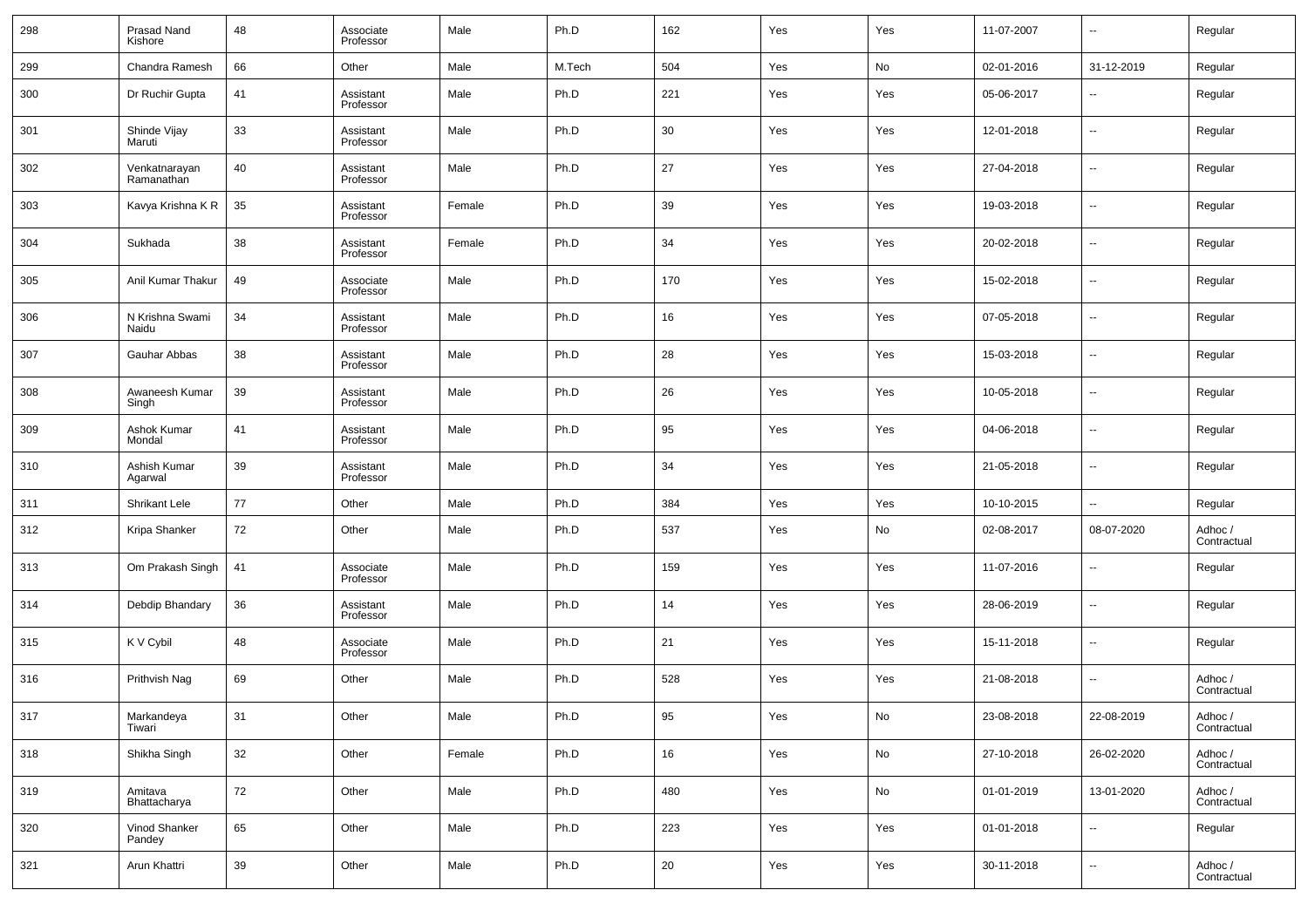| | | | | | | | | | | | |
|---|---|---|---|---|---|---|---|---|---|---|---|
| 298 | Prasad Nand Kishore | 48 | Associate Professor | Male | Ph.D | 162 | Yes | Yes | 11-07-2007 | -- | Regular |
| 299 | Chandra Ramesh | 66 | Other | Male | M.Tech | 504 | Yes | No | 02-01-2016 | 31-12-2019 | Regular |
| 300 | Dr Ruchir Gupta | 41 | Assistant Professor | Male | Ph.D | 221 | Yes | Yes | 05-06-2017 | -- | Regular |
| 301 | Shinde Vijay Maruti | 33 | Assistant Professor | Male | Ph.D | 30 | Yes | Yes | 12-01-2018 | -- | Regular |
| 302 | Venkatnarayan Ramanathan | 40 | Assistant Professor | Male | Ph.D | 27 | Yes | Yes | 27-04-2018 | -- | Regular |
| 303 | Kavya Krishna K R | 35 | Assistant Professor | Female | Ph.D | 39 | Yes | Yes | 19-03-2018 | -- | Regular |
| 304 | Sukhada | 38 | Assistant Professor | Female | Ph.D | 34 | Yes | Yes | 20-02-2018 | -- | Regular |
| 305 | Anil Kumar Thakur | 49 | Associate Professor | Male | Ph.D | 170 | Yes | Yes | 15-02-2018 | -- | Regular |
| 306 | N Krishna Swami Naidu | 34 | Assistant Professor | Male | Ph.D | 16 | Yes | Yes | 07-05-2018 | -- | Regular |
| 307 | Gauhar Abbas | 38 | Assistant Professor | Male | Ph.D | 28 | Yes | Yes | 15-03-2018 | -- | Regular |
| 308 | Awaneesh Kumar Singh | 39 | Assistant Professor | Male | Ph.D | 26 | Yes | Yes | 10-05-2018 | -- | Regular |
| 309 | Ashok Kumar Mondal | 41 | Assistant Professor | Male | Ph.D | 95 | Yes | Yes | 04-06-2018 | -- | Regular |
| 310 | Ashish Kumar Agarwal | 39 | Assistant Professor | Male | Ph.D | 34 | Yes | Yes | 21-05-2018 | -- | Regular |
| 311 | Shrikant Lele | 77 | Other | Male | Ph.D | 384 | Yes | Yes | 10-10-2015 | -- | Regular |
| 312 | Kripa Shanker | 72 | Other | Male | Ph.D | 537 | Yes | No | 02-08-2017 | 08-07-2020 | Adhoc / Contractual |
| 313 | Om Prakash Singh | 41 | Associate Professor | Male | Ph.D | 159 | Yes | Yes | 11-07-2016 | -- | Regular |
| 314 | Debdip Bhandary | 36 | Assistant Professor | Male | Ph.D | 14 | Yes | Yes | 28-06-2019 | -- | Regular |
| 315 | K V Cybil | 48 | Associate Professor | Male | Ph.D | 21 | Yes | Yes | 15-11-2018 | -- | Regular |
| 316 | Prithvish Nag | 69 | Other | Male | Ph.D | 528 | Yes | Yes | 21-08-2018 | -- | Adhoc / Contractual |
| 317 | Markandeya Tiwari | 31 | Other | Male | Ph.D | 95 | Yes | No | 23-08-2018 | 22-08-2019 | Adhoc / Contractual |
| 318 | Shikha Singh | 32 | Other | Female | Ph.D | 16 | Yes | No | 27-10-2018 | 26-02-2020 | Adhoc / Contractual |
| 319 | Amitava Bhattacharya | 72 | Other | Male | Ph.D | 480 | Yes | No | 01-01-2019 | 13-01-2020 | Adhoc / Contractual |
| 320 | Vinod Shanker Pandey | 65 | Other | Male | Ph.D | 223 | Yes | Yes | 01-01-2018 | -- | Regular |
| 321 | Arun Khattri | 39 | Other | Male | Ph.D | 20 | Yes | Yes | 30-11-2018 | -- | Adhoc / Contractual |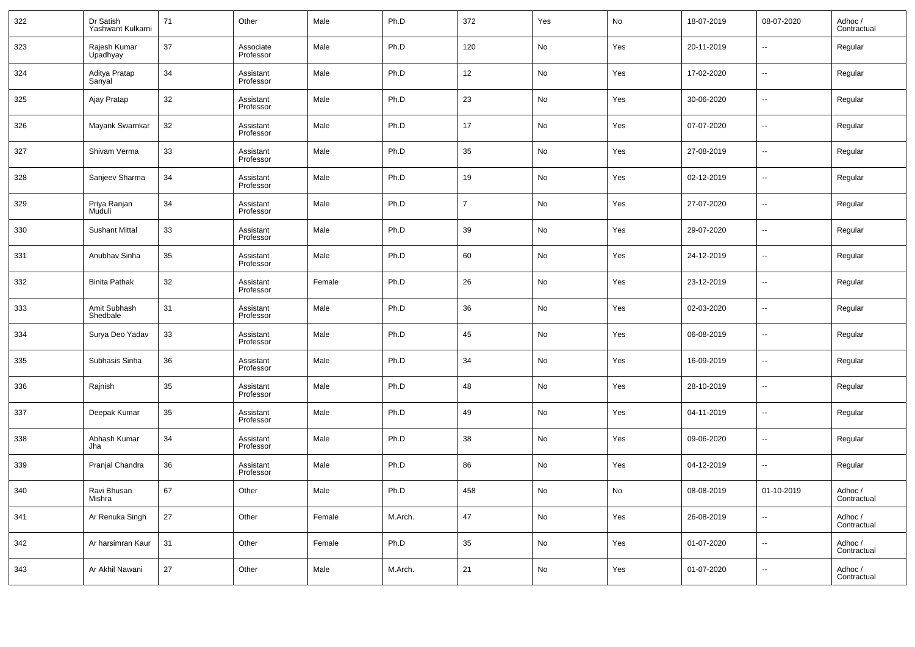| | | | | | | | | | | | |
|---|---|---|---|---|---|---|---|---|---|---|---|
| 322 | Dr Satish Yashwant Kulkarni | 71 | Other | Male | Ph.D | 372 | Yes | No | 18-07-2019 | 08-07-2020 | Adhoc / Contractual |
| 323 | Rajesh Kumar Upadhyay | 37 | Associate Professor | Male | Ph.D | 120 | No | Yes | 20-11-2019 | -- | Regular |
| 324 | Aditya Pratap Sanyal | 34 | Assistant Professor | Male | Ph.D | 12 | No | Yes | 17-02-2020 | -- | Regular |
| 325 | Ajay Pratap | 32 | Assistant Professor | Male | Ph.D | 23 | No | Yes | 30-06-2020 | -- | Regular |
| 326 | Mayank Swarnkar | 32 | Assistant Professor | Male | Ph.D | 17 | No | Yes | 07-07-2020 | -- | Regular |
| 327 | Shivam Verma | 33 | Assistant Professor | Male | Ph.D | 35 | No | Yes | 27-08-2019 | -- | Regular |
| 328 | Sanjeev Sharma | 34 | Assistant Professor | Male | Ph.D | 19 | No | Yes | 02-12-2019 | -- | Regular |
| 329 | Priya Ranjan Muduli | 34 | Assistant Professor | Male | Ph.D | 7 | No | Yes | 27-07-2020 | -- | Regular |
| 330 | Sushant Mittal | 33 | Assistant Professor | Male | Ph.D | 39 | No | Yes | 29-07-2020 | -- | Regular |
| 331 | Anubhav Sinha | 35 | Assistant Professor | Male | Ph.D | 60 | No | Yes | 24-12-2019 | -- | Regular |
| 332 | Binita Pathak | 32 | Assistant Professor | Female | Ph.D | 26 | No | Yes | 23-12-2019 | -- | Regular |
| 333 | Amit Subhash Shedbale | 31 | Assistant Professor | Male | Ph.D | 36 | No | Yes | 02-03-2020 | -- | Regular |
| 334 | Surya Deo Yadav | 33 | Assistant Professor | Male | Ph.D | 45 | No | Yes | 06-08-2019 | -- | Regular |
| 335 | Subhasis Sinha | 36 | Assistant Professor | Male | Ph.D | 34 | No | Yes | 16-09-2019 | -- | Regular |
| 336 | Rajnish | 35 | Assistant Professor | Male | Ph.D | 48 | No | Yes | 28-10-2019 | -- | Regular |
| 337 | Deepak Kumar | 35 | Assistant Professor | Male | Ph.D | 49 | No | Yes | 04-11-2019 | -- | Regular |
| 338 | Abhash Kumar Jha | 34 | Assistant Professor | Male | Ph.D | 38 | No | Yes | 09-06-2020 | -- | Regular |
| 339 | Pranjal Chandra | 36 | Assistant Professor | Male | Ph.D | 86 | No | Yes | 04-12-2019 | -- | Regular |
| 340 | Ravi Bhusan Mishra | 67 | Other | Male | Ph.D | 458 | No | No | 08-08-2019 | 01-10-2019 | Adhoc / Contractual |
| 341 | Ar Renuka Singh | 27 | Other | Female | M.Arch. | 47 | No | Yes | 26-08-2019 | -- | Adhoc / Contractual |
| 342 | Ar harsimran Kaur | 31 | Other | Female | Ph.D | 35 | No | Yes | 01-07-2020 | -- | Adhoc / Contractual |
| 343 | Ar Akhil Nawani | 27 | Other | Male | M.Arch. | 21 | No | Yes | 01-07-2020 | -- | Adhoc / Contractual |